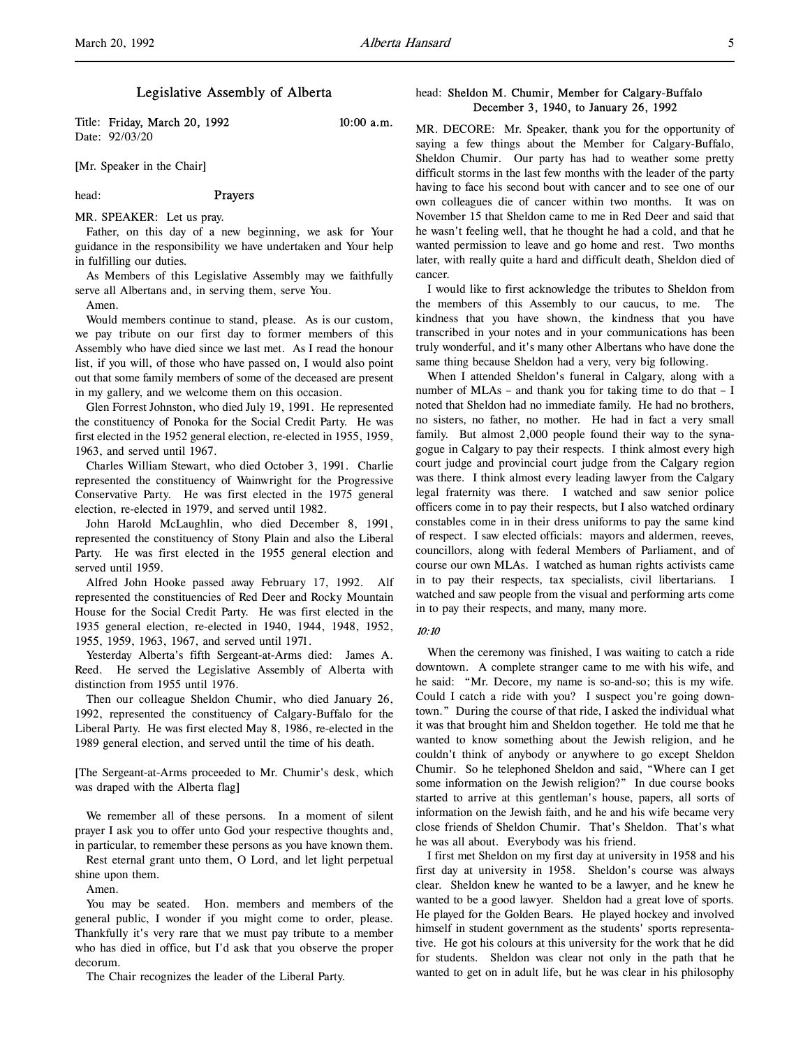# Legislative Assembly of Alberta

Title: **Friday, March 20, 1992** **10:00 a.m.**
Date: 92/03/20

[Mr. Speaker in the Chair]

head: **Prayers**

MR. SPEAKER: Let us pray.

Father, on this day of a new beginning, we ask for Your guidance in the responsibility we have undertaken and Your help in fulfilling our duties.

As Members of this Legislative Assembly may we faithfully serve all Albertans and, in serving them, serve You.

Amen.

Would members continue to stand, please. As is our custom, we pay tribute on our first day to former members of this Assembly who have died since we last met. As I read the honour list, if you will, of those who have passed on, I would also point out that some family members of some of the deceased are present in my gallery, and we welcome them on this occasion.

Glen Forrest Johnston, who died July 19, 1991. He represented the constituency of Ponoka for the Social Credit Party. He was first elected in the 1952 general election, re-elected in 1955, 1959, 1963, and served until 1967.

Charles William Stewart, who died October 3, 1991. Charlie represented the constituency of Wainwright for the Progressive Conservative Party. He was first elected in the 1975 general election, re-elected in 1979, and served until 1982.

John Harold McLaughlin, who died December 8, 1991, represented the constituency of Stony Plain and also the Liberal Party. He was first elected in the 1955 general election and served until 1959.

Alfred John Hooke passed away February 17, 1992. Alf represented the constituencies of Red Deer and Rocky Mountain House for the Social Credit Party. He was first elected in the 1935 general election, re-elected in 1940, 1944, 1948, 1952, 1955, 1959, 1963, 1967, and served until 1971.

Yesterday Alberta's fifth Sergeant-at-Arms died: James A. Reed. He served the Legislative Assembly of Alberta with distinction from 1955 until 1976.

Then our colleague Sheldon Chumir, who died January 26, 1992, represented the constituency of Calgary-Buffalo for the Liberal Party. He was first elected May 8, 1986, re-elected in the 1989 general election, and served until the time of his death.

[The Sergeant-at-Arms proceeded to Mr. Chumir's desk, which was draped with the Alberta flag]

We remember all of these persons. In a moment of silent prayer I ask you to offer unto God your respective thoughts and, in particular, to remember these persons as you have known them.

Rest eternal grant unto them, O Lord, and let light perpetual shine upon them.

Amen.

You may be seated. Hon. members and members of the general public, I wonder if you might come to order, please. Thankfully it's very rare that we must pay tribute to a member who has died in office, but I'd ask that you observe the proper decorum.

The Chair recognizes the leader of the Liberal Party.

head: **Sheldon M. Chumir, Member for Calgary-Buffalo December 3, 1940, to January 26, 1992**

MR. DECORE: Mr. Speaker, thank you for the opportunity of saying a few things about the Member for Calgary-Buffalo, Sheldon Chumir. Our party has had to weather some pretty difficult storms in the last few months with the leader of the party having to face his second bout with cancer and to see one of our own colleagues die of cancer within two months. It was on November 15 that Sheldon came to me in Red Deer and said that he wasn't feeling well, that he thought he had a cold, and that he wanted permission to leave and go home and rest. Two months later, with really quite a hard and difficult death, Sheldon died of cancer.

I would like to first acknowledge the tributes to Sheldon from the members of this Assembly to our caucus, to me. The kindness that you have shown, the kindness that you have transcribed in your notes and in your communications has been truly wonderful, and it's many other Albertans who have done the same thing because Sheldon had a very, very big following.

When I attended Sheldon's funeral in Calgary, along with a number of MLAs – and thank you for taking time to do that – I noted that Sheldon had no immediate family. He had no brothers, no sisters, no father, no mother. He had in fact a very small family. But almost 2,000 people found their way to the synagogue in Calgary to pay their respects. I think almost every high court judge and provincial court judge from the Calgary region was there. I think almost every leading lawyer from the Calgary legal fraternity was there. I watched and saw senior police officers come in to pay their respects, but I also watched ordinary constables come in in their dress uniforms to pay the same kind of respect. I saw elected officials: mayors and aldermen, reeves, councillors, along with federal Members of Parliament, and of course our own MLAs. I watched as human rights activists came in to pay their respects, tax specialists, civil libertarians. I watched and saw people from the visual and performing arts come in to pay their respects, and many, many more.

*10:10*

When the ceremony was finished, I was waiting to catch a ride downtown. A complete stranger came to me with his wife, and he said: "Mr. Decore, my name is so-and-so; this is my wife. Could I catch a ride with you? I suspect you're going downtown." During the course of that ride, I asked the individual what it was that brought him and Sheldon together. He told me that he wanted to know something about the Jewish religion, and he couldn't think of anybody or anywhere to go except Sheldon Chumir. So he telephoned Sheldon and said, "Where can I get some information on the Jewish religion?" In due course books started to arrive at this gentleman's house, papers, all sorts of information on the Jewish faith, and he and his wife became very close friends of Sheldon Chumir. That's Sheldon. That's what he was all about. Everybody was his friend.

I first met Sheldon on my first day at university in 1958 and his first day at university in 1958. Sheldon's course was always clear. Sheldon knew he wanted to be a lawyer, and he knew he wanted to be a good lawyer. Sheldon had a great love of sports. He played for the Golden Bears. He played hockey and involved himself in student government as the students' sports representative. He got his colours at this university for the work that he did for students. Sheldon was clear not only in the path that he wanted to get on in adult life, but he was clear in his philosophy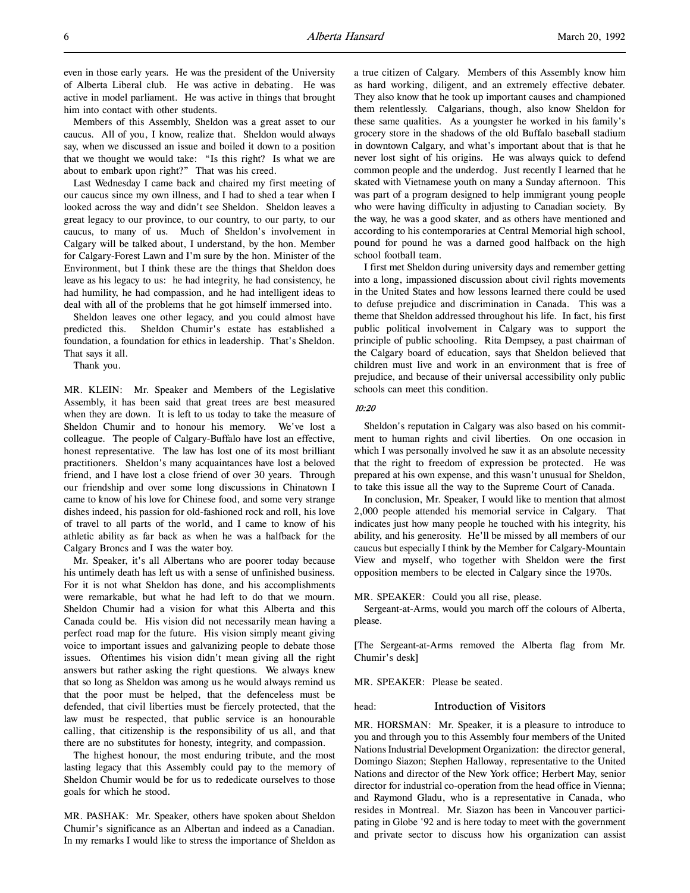even in those early years. He was the president of the University of Alberta Liberal club. He was active in debating. He was active in model parliament. He was active in things that brought him into contact with other students.

Members of this Assembly, Sheldon was a great asset to our caucus. All of you, I know, realize that. Sheldon would always say, when we discussed an issue and boiled it down to a position that we thought we would take: "Is this right? Is what we are about to embark upon right?" That was his creed.

Last Wednesday I came back and chaired my first meeting of our caucus since my own illness, and I had to shed a tear when I looked across the way and didn't see Sheldon. Sheldon leaves a great legacy to our province, to our country, to our party, to our caucus, to many of us. Much of Sheldon's involvement in Calgary will be talked about, I understand, by the hon. Member for Calgary-Forest Lawn and I'm sure by the hon. Minister of the Environment, but I think these are the things that Sheldon does leave as his legacy to us: he had integrity, he had consistency, he had humility, he had compassion, and he had intelligent ideas to deal with all of the problems that he got himself immersed into.

Sheldon leaves one other legacy, and you could almost have predicted this. Sheldon Chumir's estate has established a foundation, a foundation for ethics in leadership. That's Sheldon. That says it all.

Thank you.

MR. KLEIN: Mr. Speaker and Members of the Legislative Assembly, it has been said that great trees are best measured when they are down. It is left to us today to take the measure of Sheldon Chumir and to honour his memory. We've lost a colleague. The people of Calgary-Buffalo have lost an effective, honest representative. The law has lost one of its most brilliant practitioners. Sheldon's many acquaintances have lost a beloved friend, and I have lost a close friend of over 30 years. Through our friendship and over some long discussions in Chinatown I came to know of his love for Chinese food, and some very strange dishes indeed, his passion for old-fashioned rock and roll, his love of travel to all parts of the world, and I came to know of his athletic ability as far back as when he was a halfback for the Calgary Broncs and I was the water boy.

Mr. Speaker, it's all Albertans who are poorer today because his untimely death has left us with a sense of unfinished business. For it is not what Sheldon has done, and his accomplishments were remarkable, but what he had left to do that we mourn. Sheldon Chumir had a vision for what this Alberta and this Canada could be. His vision did not necessarily mean having a perfect road map for the future. His vision simply meant giving voice to important issues and galvanizing people to debate those issues. Oftentimes his vision didn't mean giving all the right answers but rather asking the right questions. We always knew that so long as Sheldon was among us he would always remind us that the poor must be helped, that the defenceless must be defended, that civil liberties must be fiercely protected, that the law must be respected, that public service is an honourable calling, that citizenship is the responsibility of us all, and that there are no substitutes for honesty, integrity, and compassion.

The highest honour, the most enduring tribute, and the most lasting legacy that this Assembly could pay to the memory of Sheldon Chumir would be for us to rededicate ourselves to those goals for which he stood.

MR. PASHAK: Mr. Speaker, others have spoken about Sheldon Chumir's significance as an Albertan and indeed as a Canadian. In my remarks I would like to stress the importance of Sheldon as a true citizen of Calgary. Members of this Assembly know him as hard working, diligent, and an extremely effective debater. They also know that he took up important causes and championed them relentlessly. Calgarians, though, also know Sheldon for these same qualities. As a youngster he worked in his family's grocery store in the shadows of the old Buffalo baseball stadium in downtown Calgary, and what's important about that is that he never lost sight of his origins. He was always quick to defend common people and the underdog. Just recently I learned that he skated with Vietnamese youth on many a Sunday afternoon. This was part of a program designed to help immigrant young people who were having difficulty in adjusting to Canadian society. By the way, he was a good skater, and as others have mentioned and according to his contemporaries at Central Memorial high school, pound for pound he was a darned good halfback on the high school football team.

I first met Sheldon during university days and remember getting into a long, impassioned discussion about civil rights movements in the United States and how lessons learned there could be used to defuse prejudice and discrimination in Canada. This was a theme that Sheldon addressed throughout his life. In fact, his first public political involvement in Calgary was to support the principle of public schooling. Rita Dempsey, a past chairman of the Calgary board of education, says that Sheldon believed that children must live and work in an environment that is free of prejudice, and because of their universal accessibility only public schools can meet this condition.

*10:20*

Sheldon's reputation in Calgary was also based on his commitment to human rights and civil liberties. On one occasion in which I was personally involved he saw it as an absolute necessity that the right to freedom of expression be protected. He was prepared at his own expense, and this wasn't unusual for Sheldon, to take this issue all the way to the Supreme Court of Canada.

In conclusion, Mr. Speaker, I would like to mention that almost 2,000 people attended his memorial service in Calgary. That indicates just how many people he touched with his integrity, his ability, and his generosity. He'll be missed by all members of our caucus but especially I think by the Member for Calgary-Mountain View and myself, who together with Sheldon were the first opposition members to be elected in Calgary since the 1970s.

MR. SPEAKER: Could you all rise, please.

Sergeant-at-Arms, would you march off the colours of Alberta, please.

[The Sergeant-at-Arms removed the Alberta flag from Mr. Chumir's desk]

MR. SPEAKER: Please be seated.

head: **Introduction of Visitors**

MR. HORSMAN: Mr. Speaker, it is a pleasure to introduce to you and through you to this Assembly four members of the United Nations Industrial Development Organization: the director general, Domingo Siazon; Stephen Halloway, representative to the United Nations and director of the New York office; Herbert May, senior director for industrial co-operation from the head office in Vienna; and Raymond Gladu, who is a representative in Canada, who resides in Montreal. Mr. Siazon has been in Vancouver participating in Globe '92 and is here today to meet with the government and private sector to discuss how his organization can assist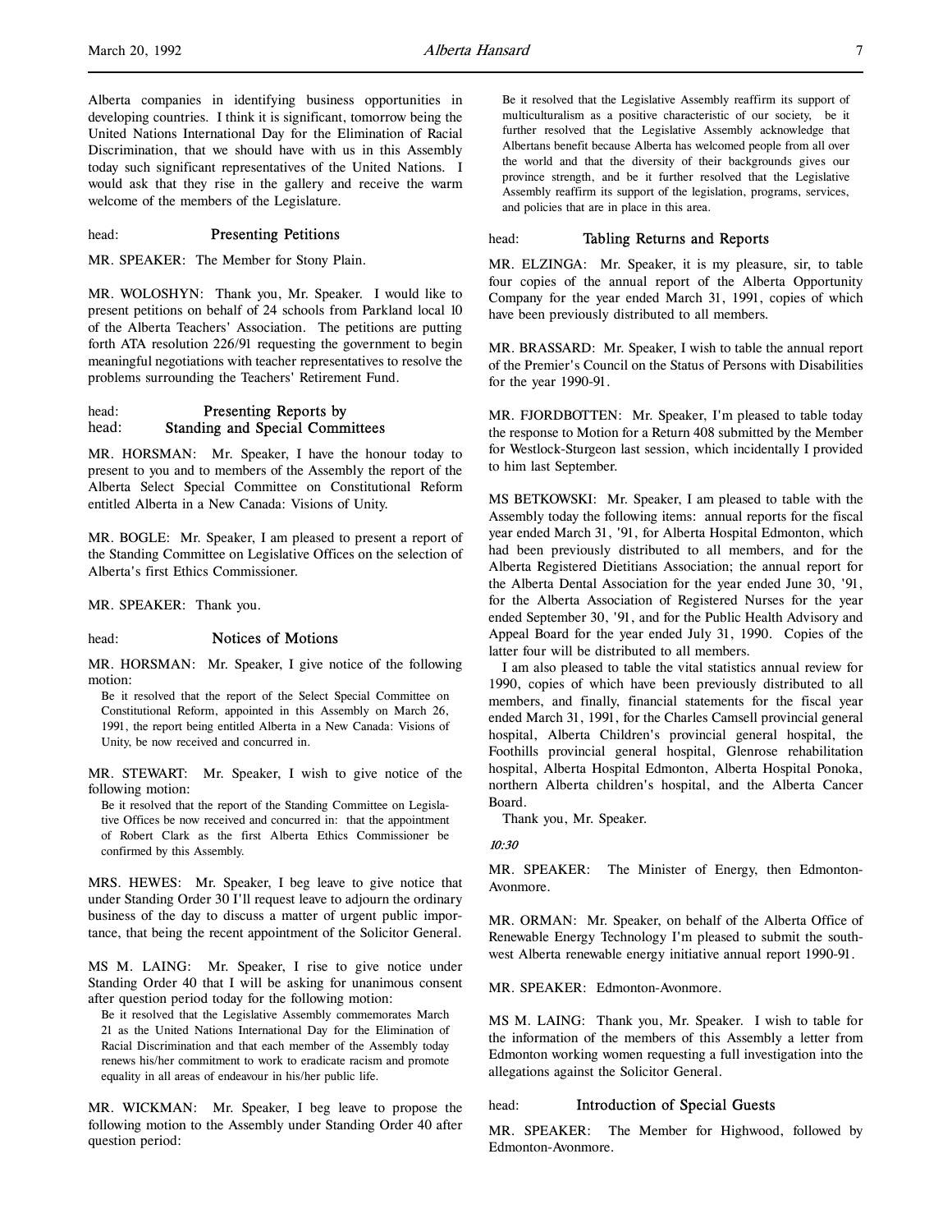Alberta companies in identifying business opportunities in developing countries. I think it is significant, tomorrow being the United Nations International Day for the Elimination of Racial Discrimination, that we should have with us in this Assembly today such significant representatives of the United Nations. I would ask that they rise in the gallery and receive the warm welcome of the members of the Legislature.

head: **Presenting Petitions**

MR. SPEAKER: The Member for Stony Plain.

MR. WOLOSHYN: Thank you, Mr. Speaker. I would like to present petitions on behalf of 24 schools from Parkland local 10 of the Alberta Teachers' Association. The petitions are putting forth ATA resolution 226/91 requesting the government to begin meaningful negotiations with teacher representatives to resolve the problems surrounding the Teachers' Retirement Fund.

head: **Presenting Reports by**
head: **Standing and Special Committees**

MR. HORSMAN: Mr. Speaker, I have the honour today to present to you and to members of the Assembly the report of the Alberta Select Special Committee on Constitutional Reform entitled Alberta in a New Canada: Visions of Unity.

MR. BOGLE: Mr. Speaker, I am pleased to present a report of the Standing Committee on Legislative Offices on the selection of Alberta's first Ethics Commissioner.

MR. SPEAKER: Thank you.

head: **Notices of Motions**

MR. HORSMAN: Mr. Speaker, I give notice of the following motion:

> Be it resolved that the report of the Select Special Committee on Constitutional Reform, appointed in this Assembly on March 26, 1991, the report being entitled Alberta in a New Canada: Visions of Unity, be now received and concurred in.

MR. STEWART: Mr. Speaker, I wish to give notice of the following motion:

> Be it resolved that the report of the Standing Committee on Legislative Offices be now received and concurred in: that the appointment of Robert Clark as the first Alberta Ethics Commissioner be confirmed by this Assembly.

MRS. HEWES: Mr. Speaker, I beg leave to give notice that under Standing Order 30 I'll request leave to adjourn the ordinary business of the day to discuss a matter of urgent public importance, that being the recent appointment of the Solicitor General.

MS M. LAING: Mr. Speaker, I rise to give notice under Standing Order 40 that I will be asking for unanimous consent after question period today for the following motion:

> Be it resolved that the Legislative Assembly commemorates March 21 as the United Nations International Day for the Elimination of Racial Discrimination and that each member of the Assembly today renews his/her commitment to work to eradicate racism and promote equality in all areas of endeavour in his/her public life.

MR. WICKMAN: Mr. Speaker, I beg leave to propose the following motion to the Assembly under Standing Order 40 after question period:

> Be it resolved that the Legislative Assembly reaffirm its support of multiculturalism as a positive characteristic of our society, be it further resolved that the Legislative Assembly acknowledge that Albertans benefit because Alberta has welcomed people from all over the world and that the diversity of their backgrounds gives our province strength, and be it further resolved that the Legislative Assembly reaffirm its support of the legislation, programs, services, and policies that are in place in this area.

head: **Tabling Returns and Reports**

MR. ELZINGA: Mr. Speaker, it is my pleasure, sir, to table four copies of the annual report of the Alberta Opportunity Company for the year ended March 31, 1991, copies of which have been previously distributed to all members.

MR. BRASSARD: Mr. Speaker, I wish to table the annual report of the Premier's Council on the Status of Persons with Disabilities for the year 1990-91.

MR. FJORDBOTTEN: Mr. Speaker, I'm pleased to table today the response to Motion for a Return 408 submitted by the Member for Westlock-Sturgeon last session, which incidentally I provided to him last September.

MS BETKOWSKI: Mr. Speaker, I am pleased to table with the Assembly today the following items: annual reports for the fiscal year ended March 31, '91, for Alberta Hospital Edmonton, which had been previously distributed to all members, and for the Alberta Registered Dietitians Association; the annual report for the Alberta Dental Association for the year ended June 30, '91, for the Alberta Association of Registered Nurses for the year ended September 30, '91, and for the Public Health Advisory and Appeal Board for the year ended July 31, 1990. Copies of the latter four will be distributed to all members.

I am also pleased to table the vital statistics annual review for 1990, copies of which have been previously distributed to all members, and finally, financial statements for the fiscal year ended March 31, 1991, for the Charles Camsell provincial general hospital, Alberta Children's provincial general hospital, the Foothills provincial general hospital, Glenrose rehabilitation hospital, Alberta Hospital Edmonton, Alberta Hospital Ponoka, northern Alberta children's hospital, and the Alberta Cancer Board.

Thank you, Mr. Speaker.

*10:30*

MR. SPEAKER: The Minister of Energy, then Edmonton-Avonmore.

MR. ORMAN: Mr. Speaker, on behalf of the Alberta Office of Renewable Energy Technology I'm pleased to submit the southwest Alberta renewable energy initiative annual report 1990-91.

MR. SPEAKER: Edmonton-Avonmore.

MS M. LAING: Thank you, Mr. Speaker. I wish to table for the information of the members of this Assembly a letter from Edmonton working women requesting a full investigation into the allegations against the Solicitor General.

head: **Introduction of Special Guests**

MR. SPEAKER: The Member for Highwood, followed by Edmonton-Avonmore.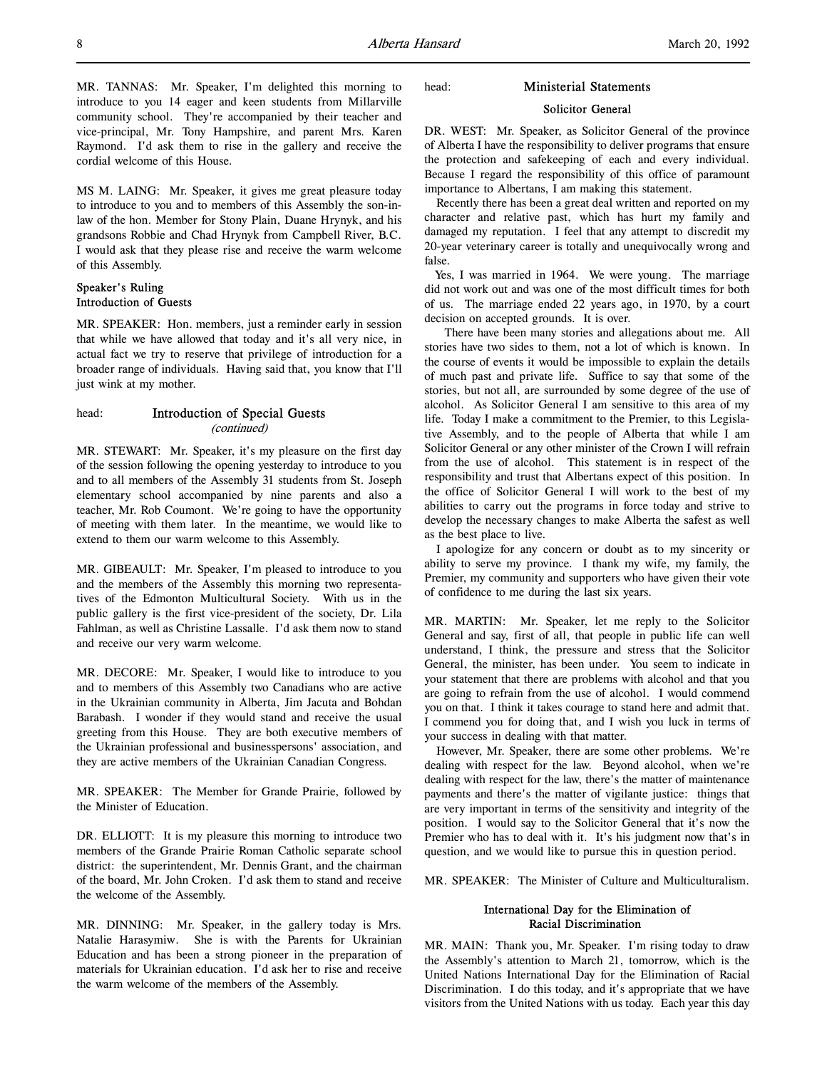MR. TANNAS: Mr. Speaker, I'm delighted this morning to introduce to you 14 eager and keen students from Millarville community school. They're accompanied by their teacher and vice-principal, Mr. Tony Hampshire, and parent Mrs. Karen Raymond. I'd ask them to rise in the gallery and receive the cordial welcome of this House.

MS M. LAING: Mr. Speaker, it gives me great pleasure today to introduce to you and to members of this Assembly the son-in-law of the hon. Member for Stony Plain, Duane Hrynyk, and his grandsons Robbie and Chad Hrynyk from Campbell River, B.C. I would ask that they please rise and receive the warm welcome of this Assembly.

**Speaker's Ruling**
**Introduction of Guests**

MR. SPEAKER: Hon. members, just a reminder early in session that while we have allowed that today and it's all very nice, in actual fact we try to reserve that privilege of introduction for a broader range of individuals. Having said that, you know that I'll just wink at my mother.

## head: Introduction of Special Guests
*(continued)*

MR. STEWART: Mr. Speaker, it's my pleasure on the first day of the session following the opening yesterday to introduce to you and to all members of the Assembly 31 students from St. Joseph elementary school accompanied by nine parents and also a teacher, Mr. Rob Coumont. We're going to have the opportunity of meeting with them later. In the meantime, we would like to extend to them our warm welcome to this Assembly.

MR. GIBEAULT: Mr. Speaker, I'm pleased to introduce to you and the members of the Assembly this morning two representatives of the Edmonton Multicultural Society. With us in the public gallery is the first vice-president of the society, Dr. Lila Fahlman, as well as Christine Lassalle. I'd ask them now to stand and receive our very warm welcome.

MR. DECORE: Mr. Speaker, I would like to introduce to you and to members of this Assembly two Canadians who are active in the Ukrainian community in Alberta, Jim Jacuta and Bohdan Barabash. I wonder if they would stand and receive the usual greeting from this House. They are both executive members of the Ukrainian professional and businesspersons' association, and they are active members of the Ukrainian Canadian Congress.

MR. SPEAKER: The Member for Grande Prairie, followed by the Minister of Education.

DR. ELLIOTT: It is my pleasure this morning to introduce two members of the Grande Prairie Roman Catholic separate school district: the superintendent, Mr. Dennis Grant, and the chairman of the board, Mr. John Croken. I'd ask them to stand and receive the welcome of the Assembly.

MR. DINNING: Mr. Speaker, in the gallery today is Mrs. Natalie Harasymiw. She is with the Parents for Ukrainian Education and has been a strong pioneer in the preparation of materials for Ukrainian education. I'd ask her to rise and receive the warm welcome of the members of the Assembly.

## head: Ministerial Statements

### Solicitor General

DR. WEST: Mr. Speaker, as Solicitor General of the province of Alberta I have the responsibility to deliver programs that ensure the protection and safekeeping of each and every individual. Because I regard the responsibility of this office of paramount importance to Albertans, I am making this statement.

Recently there has been a great deal written and reported on my character and relative past, which has hurt my family and damaged my reputation. I feel that any attempt to discredit my 20-year veterinary career is totally and unequivocally wrong and false.

Yes, I was married in 1964. We were young. The marriage did not work out and was one of the most difficult times for both of us. The marriage ended 22 years ago, in 1970, by a court decision on accepted grounds. It is over.

There have been many stories and allegations about me. All stories have two sides to them, not a lot of which is known. In the course of events it would be impossible to explain the details of much past and private life. Suffice to say that some of the stories, but not all, are surrounded by some degree of the use of alcohol. As Solicitor General I am sensitive to this area of my life. Today I make a commitment to the Premier, to this Legislative Assembly, and to the people of Alberta that while I am Solicitor General or any other minister of the Crown I will refrain from the use of alcohol. This statement is in respect of the responsibility and trust that Albertans expect of this position. In the office of Solicitor General I will work to the best of my abilities to carry out the programs in force today and strive to develop the necessary changes to make Alberta the safest as well as the best place to live.

I apologize for any concern or doubt as to my sincerity or ability to serve my province. I thank my wife, my family, the Premier, my community and supporters who have given their vote of confidence to me during the last six years.

MR. MARTIN: Mr. Speaker, let me reply to the Solicitor General and say, first of all, that people in public life can well understand, I think, the pressure and stress that the Solicitor General, the minister, has been under. You seem to indicate in your statement that there are problems with alcohol and that you are going to refrain from the use of alcohol. I would commend you on that. I think it takes courage to stand here and admit that. I commend you for doing that, and I wish you luck in terms of your success in dealing with that matter.

However, Mr. Speaker, there are some other problems. We're dealing with respect for the law. Beyond alcohol, when we're dealing with respect for the law, there's the matter of maintenance payments and there's the matter of vigilante justice: things that are very important in terms of the sensitivity and integrity of the position. I would say to the Solicitor General that it's now the Premier who has to deal with it. It's his judgment now that's in question, and we would like to pursue this in question period.

MR. SPEAKER: The Minister of Culture and Multiculturalism.

### International Day for the Elimination of Racial Discrimination

MR. MAIN: Thank you, Mr. Speaker. I'm rising today to draw the Assembly's attention to March 21, tomorrow, which is the United Nations International Day for the Elimination of Racial Discrimination. I do this today, and it's appropriate that we have visitors from the United Nations with us today. Each year this day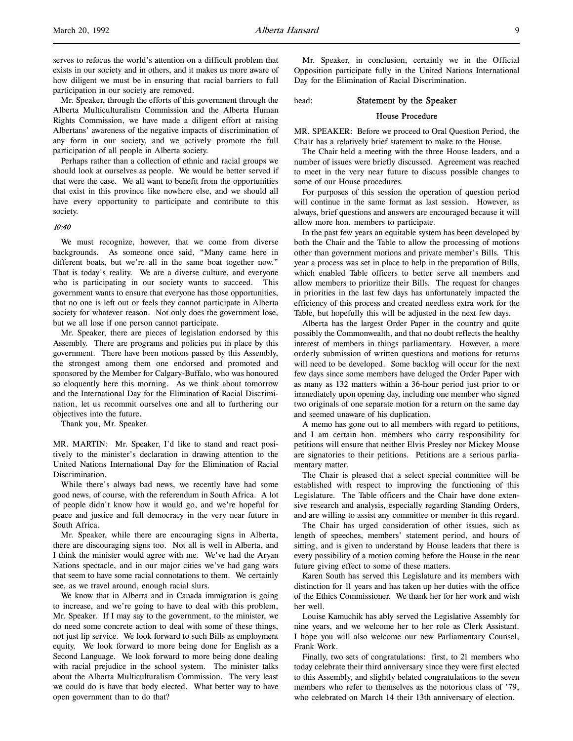serves to refocus the world's attention on a difficult problem that exists in our society and in others, and it makes us more aware of how diligent we must be in ensuring that racial barriers to full participation in our society are removed.

Mr. Speaker, through the efforts of this government through the Alberta Multiculturalism Commission and the Alberta Human Rights Commission, we have made a diligent effort at raising Albertans' awareness of the negative impacts of discrimination of any form in our society, and we actively promote the full participation of all people in Alberta society.

Perhaps rather than a collection of ethnic and racial groups we should look at ourselves as people. We would be better served if that were the case. We all want to benefit from the opportunities that exist in this province like nowhere else, and we should all have every opportunity to participate and contribute to this society.

*10:40*

We must recognize, however, that we come from diverse backgrounds. As someone once said, "Many came here in different boats, but we're all in the same boat together now." That is today's reality. We are a diverse culture, and everyone who is participating in our society wants to succeed. This government wants to ensure that everyone has those opportunities, that no one is left out or feels they cannot participate in Alberta society for whatever reason. Not only does the government lose, but we all lose if one person cannot participate.

Mr. Speaker, there are pieces of legislation endorsed by this Assembly. There are programs and policies put in place by this government. There have been motions passed by this Assembly, the strongest among them one endorsed and promoted and sponsored by the Member for Calgary-Buffalo, who was honoured so eloquently here this morning. As we think about tomorrow and the International Day for the Elimination of Racial Discrimination, let us recommit ourselves one and all to furthering our objectives into the future.

Thank you, Mr. Speaker.

MR. MARTIN: Mr. Speaker, I'd like to stand and react positively to the minister's declaration in drawing attention to the United Nations International Day for the Elimination of Racial Discrimination.

While there's always bad news, we recently have had some good news, of course, with the referendum in South Africa. A lot of people didn't know how it would go, and we're hopeful for peace and justice and full democracy in the very near future in South Africa.

Mr. Speaker, while there are encouraging signs in Alberta, there are discouraging signs too. Not all is well in Alberta, and I think the minister would agree with me. We've had the Aryan Nations spectacle, and in our major cities we've had gang wars that seem to have some racial connotations to them. We certainly see, as we travel around, enough racial slurs.

We know that in Alberta and in Canada immigration is going to increase, and we're going to have to deal with this problem, Mr. Speaker. If I may say to the government, to the minister, we do need some concrete action to deal with some of these things, not just lip service. We look forward to such Bills as employment equity. We look forward to more being done for English as a Second Language. We look forward to more being done dealing with racial prejudice in the school system. The minister talks about the Alberta Multiculturalism Commission. The very least we could do is have that body elected. What better way to have open government than to do that?

Mr. Speaker, in conclusion, certainly we in the Official Opposition participate fully in the United Nations International Day for the Elimination of Racial Discrimination.

## head: Statement by the Speaker

### House Procedure

MR. SPEAKER: Before we proceed to Oral Question Period, the Chair has a relatively brief statement to make to the House.

The Chair held a meeting with the three House leaders, and a number of issues were briefly discussed. Agreement was reached to meet in the very near future to discuss possible changes to some of our House procedures.

For purposes of this session the operation of question period will continue in the same format as last session. However, as always, brief questions and answers are encouraged because it will allow more hon. members to participate.

In the past few years an equitable system has been developed by both the Chair and the Table to allow the processing of motions other than government motions and private member's Bills. This year a process was set in place to help in the preparation of Bills, which enabled Table officers to better serve all members and allow members to prioritize their Bills. The request for changes in priorities in the last few days has unfortunately impacted the efficiency of this process and created needless extra work for the Table, but hopefully this will be adjusted in the next few days.

Alberta has the largest Order Paper in the country and quite possibly the Commonwealth, and that no doubt reflects the healthy interest of members in things parliamentary. However, a more orderly submission of written questions and motions for returns will need to be developed. Some backlog will occur for the next few days since some members have deluged the Order Paper with as many as 132 matters within a 36-hour period just prior to or immediately upon opening day, including one member who signed two originals of one separate motion for a return on the same day and seemed unaware of his duplication.

A memo has gone out to all members with regard to petitions, and I am certain hon. members who carry responsibility for petitions will ensure that neither Elvis Presley nor Mickey Mouse are signatories to their petitions. Petitions are a serious parliamentary matter.

The Chair is pleased that a select special committee will be established with respect to improving the functioning of this Legislature. The Table officers and the Chair have done extensive research and analysis, especially regarding Standing Orders, and are willing to assist any committee or member in this regard.

The Chair has urged consideration of other issues, such as length of speeches, members' statement period, and hours of sitting, and is given to understand by House leaders that there is every possibility of a motion coming before the House in the near future giving effect to some of these matters.

Karen South has served this Legislature and its members with distinction for 11 years and has taken up her duties with the office of the Ethics Commissioner. We thank her for her work and wish her well.

Louise Kamuchik has ably served the Legislative Assembly for nine years, and we welcome her to her role as Clerk Assistant. I hope you will also welcome our new Parliamentary Counsel, Frank Work.

Finally, two sets of congratulations: first, to 21 members who today celebrate their third anniversary since they were first elected to this Assembly, and slightly belated congratulations to the seven members who refer to themselves as the notorious class of '79, who celebrated on March 14 their 13th anniversary of election.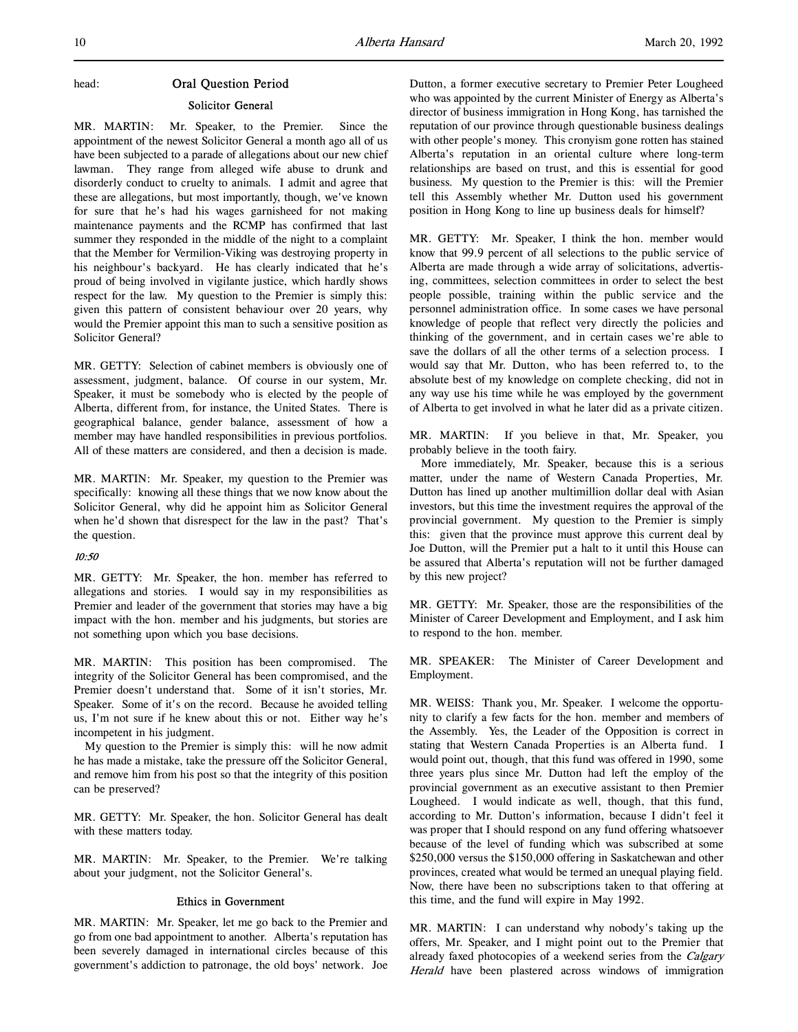head: **Oral Question Period**

### Solicitor General

MR. MARTIN: Mr. Speaker, to the Premier. Since the appointment of the newest Solicitor General a month ago all of us have been subjected to a parade of allegations about our new chief lawman. They range from alleged wife abuse to drunk and disorderly conduct to cruelty to animals. I admit and agree that these are allegations, but most importantly, though, we've known for sure that he's had his wages garnisheed for not making maintenance payments and the RCMP has confirmed that last summer they responded in the middle of the night to a complaint that the Member for Vermilion-Viking was destroying property in his neighbour's backyard. He has clearly indicated that he's proud of being involved in vigilante justice, which hardly shows respect for the law. My question to the Premier is simply this: given this pattern of consistent behaviour over 20 years, why would the Premier appoint this man to such a sensitive position as Solicitor General?

MR. GETTY: Selection of cabinet members is obviously one of assessment, judgment, balance. Of course in our system, Mr. Speaker, it must be somebody who is elected by the people of Alberta, different from, for instance, the United States. There is geographical balance, gender balance, assessment of how a member may have handled responsibilities in previous portfolios. All of these matters are considered, and then a decision is made.

MR. MARTIN: Mr. Speaker, my question to the Premier was specifically: knowing all these things that we now know about the Solicitor General, why did he appoint him as Solicitor General when he'd shown that disrespect for the law in the past? That's the question.

*10:50*

MR. GETTY: Mr. Speaker, the hon. member has referred to allegations and stories. I would say in my responsibilities as Premier and leader of the government that stories may have a big impact with the hon. member and his judgments, but stories are not something upon which you base decisions.

MR. MARTIN: This position has been compromised. The integrity of the Solicitor General has been compromised, and the Premier doesn't understand that. Some of it isn't stories, Mr. Speaker. Some of it's on the record. Because he avoided telling us, I'm not sure if he knew about this or not. Either way he's incompetent in his judgment.

My question to the Premier is simply this: will he now admit he has made a mistake, take the pressure off the Solicitor General, and remove him from his post so that the integrity of this position can be preserved?

MR. GETTY: Mr. Speaker, the hon. Solicitor General has dealt with these matters today.

MR. MARTIN: Mr. Speaker, to the Premier. We're talking about your judgment, not the Solicitor General's.

### Ethics in Government

MR. MARTIN: Mr. Speaker, let me go back to the Premier and go from one bad appointment to another. Alberta's reputation has been severely damaged in international circles because of this government's addiction to patronage, the old boys' network. Joe Dutton, a former executive secretary to Premier Peter Lougheed who was appointed by the current Minister of Energy as Alberta's director of business immigration in Hong Kong, has tarnished the reputation of our province through questionable business dealings with other people's money. This cronyism gone rotten has stained Alberta's reputation in an oriental culture where long-term relationships are based on trust, and this is essential for good business. My question to the Premier is this: will the Premier tell this Assembly whether Mr. Dutton used his government position in Hong Kong to line up business deals for himself?

MR. GETTY: Mr. Speaker, I think the hon. member would know that 99.9 percent of all selections to the public service of Alberta are made through a wide array of solicitations, advertising, committees, selection committees in order to select the best people possible, training within the public service and the personnel administration office. In some cases we have personal knowledge of people that reflect very directly the policies and thinking of the government, and in certain cases we're able to save the dollars of all the other terms of a selection process. I would say that Mr. Dutton, who has been referred to, to the absolute best of my knowledge on complete checking, did not in any way use his time while he was employed by the government of Alberta to get involved in what he later did as a private citizen.

MR. MARTIN: If you believe in that, Mr. Speaker, you probably believe in the tooth fairy.

More immediately, Mr. Speaker, because this is a serious matter, under the name of Western Canada Properties, Mr. Dutton has lined up another multimillion dollar deal with Asian investors, but this time the investment requires the approval of the provincial government. My question to the Premier is simply this: given that the province must approve this current deal by Joe Dutton, will the Premier put a halt to it until this House can be assured that Alberta's reputation will not be further damaged by this new project?

MR. GETTY: Mr. Speaker, those are the responsibilities of the Minister of Career Development and Employment, and I ask him to respond to the hon. member.

MR. SPEAKER: The Minister of Career Development and Employment.

MR. WEISS: Thank you, Mr. Speaker. I welcome the opportunity to clarify a few facts for the hon. member and members of the Assembly. Yes, the Leader of the Opposition is correct in stating that Western Canada Properties is an Alberta fund. I would point out, though, that this fund was offered in 1990, some three years plus since Mr. Dutton had left the employ of the provincial government as an executive assistant to then Premier Lougheed. I would indicate as well, though, that this fund, according to Mr. Dutton's information, because I didn't feel it was proper that I should respond on any fund offering whatsoever because of the level of funding which was subscribed at some $250,000 versus the $150,000 offering in Saskatchewan and other provinces, created what would be termed an unequal playing field. Now, there have been no subscriptions taken to that offering at this time, and the fund will expire in May 1992.

MR. MARTIN: I can understand why nobody's taking up the offers, Mr. Speaker, and I might point out to the Premier that already faxed photocopies of a weekend series from the *Calgary Herald* have been plastered across windows of immigration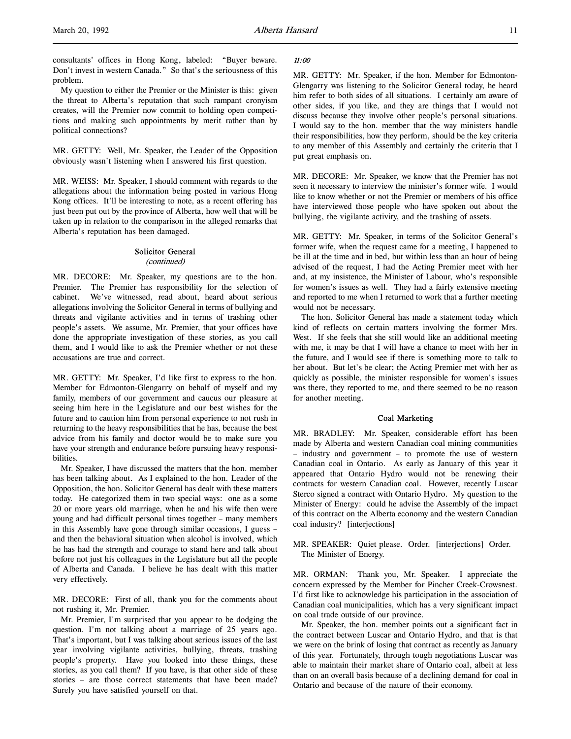consultants' offices in Hong Kong, labeled: "Buyer beware. Don't invest in western Canada." So that's the seriousness of this problem.

My question to either the Premier or the Minister is this: given the threat to Alberta's reputation that such rampant cronyism creates, will the Premier now commit to holding open competitions and making such appointments by merit rather than by political connections?

MR. GETTY: Well, Mr. Speaker, the Leader of the Opposition obviously wasn't listening when I answered his first question.

MR. WEISS: Mr. Speaker, I should comment with regards to the allegations about the information being posted in various Hong Kong offices. It'll be interesting to note, as a recent offering has just been put out by the province of Alberta, how well that will be taken up in relation to the comparison in the alleged remarks that Alberta's reputation has been damaged.

### Solicitor General
*(continued)*

MR. DECORE: Mr. Speaker, my questions are to the hon. Premier. The Premier has responsibility for the selection of cabinet. We've witnessed, read about, heard about serious allegations involving the Solicitor General in terms of bullying and threats and vigilante activities and in terms of trashing other people's assets. We assume, Mr. Premier, that your offices have done the appropriate investigation of these stories, as you call them, and I would like to ask the Premier whether or not these accusations are true and correct.

MR. GETTY: Mr. Speaker, I'd like first to express to the hon. Member for Edmonton-Glengarry on behalf of myself and my family, members of our government and caucus our pleasure at seeing him here in the Legislature and our best wishes for the future and to caution him from personal experience to not rush in returning to the heavy responsibilities that he has, because the best advice from his family and doctor would be to make sure you have your strength and endurance before pursuing heavy responsibilities.

Mr. Speaker, I have discussed the matters that the hon. member has been talking about. As I explained to the hon. Leader of the Opposition, the hon. Solicitor General has dealt with these matters today. He categorized them in two special ways: one as a some 20 or more years old marriage, when he and his wife then were young and had difficult personal times together – many members in this Assembly have gone through similar occasions, I guess – and then the behavioral situation when alcohol is involved, which he has had the strength and courage to stand here and talk about before not just his colleagues in the Legislature but all the people of Alberta and Canada. I believe he has dealt with this matter very effectively.

MR. DECORE: First of all, thank you for the comments about not rushing it, Mr. Premier.

Mr. Premier, I'm surprised that you appear to be dodging the question. I'm not talking about a marriage of 25 years ago. That's important, but I was talking about serious issues of the last year involving vigilante activities, bullying, threats, trashing people's property. Have you looked into these things, these stories, as you call them? If you have, is that other side of these stories – are those correct statements that have been made? Surely you have satisfied yourself on that.

*11:00*

MR. GETTY: Mr. Speaker, if the hon. Member for Edmonton-Glengarry was listening to the Solicitor General today, he heard him refer to both sides of all situations. I certainly am aware of other sides, if you like, and they are things that I would not discuss because they involve other people's personal situations. I would say to the hon. member that the way ministers handle their responsibilities, how they perform, should be the key criteria to any member of this Assembly and certainly the criteria that I put great emphasis on.

MR. DECORE: Mr. Speaker, we know that the Premier has not seen it necessary to interview the minister's former wife. I would like to know whether or not the Premier or members of his office have interviewed those people who have spoken out about the bullying, the vigilante activity, and the trashing of assets.

MR. GETTY: Mr. Speaker, in terms of the Solicitor General's former wife, when the request came for a meeting, I happened to be ill at the time and in bed, but within less than an hour of being advised of the request, I had the Acting Premier meet with her and, at my insistence, the Minister of Labour, who's responsible for women's issues as well. They had a fairly extensive meeting and reported to me when I returned to work that a further meeting would not be necessary.

The hon. Solicitor General has made a statement today which kind of reflects on certain matters involving the former Mrs. West. If she feels that she still would like an additional meeting with me, it may be that I will have a chance to meet with her in the future, and I would see if there is something more to talk to her about. But let's be clear; the Acting Premier met with her as quickly as possible, the minister responsible for women's issues was there, they reported to me, and there seemed to be no reason for another meeting.

### Coal Marketing

MR. BRADLEY: Mr. Speaker, considerable effort has been made by Alberta and western Canadian coal mining communities – industry and government – to promote the use of western Canadian coal in Ontario. As early as January of this year it appeared that Ontario Hydro would not be renewing their contracts for western Canadian coal. However, recently Luscar Sterco signed a contract with Ontario Hydro. My question to the Minister of Energy: could he advise the Assembly of the impact of this contract on the Alberta economy and the western Canadian coal industry? [interjections]

MR. SPEAKER: Quiet please. Order. [interjections] Order. The Minister of Energy.

MR. ORMAN: Thank you, Mr. Speaker. I appreciate the concern expressed by the Member for Pincher Creek-Crowsnest. I'd first like to acknowledge his participation in the association of Canadian coal municipalities, which has a very significant impact on coal trade outside of our province.

Mr. Speaker, the hon. member points out a significant fact in the contract between Luscar and Ontario Hydro, and that is that we were on the brink of losing that contract as recently as January of this year. Fortunately, through tough negotiations Luscar was able to maintain their market share of Ontario coal, albeit at less than on an overall basis because of a declining demand for coal in Ontario and because of the nature of their economy.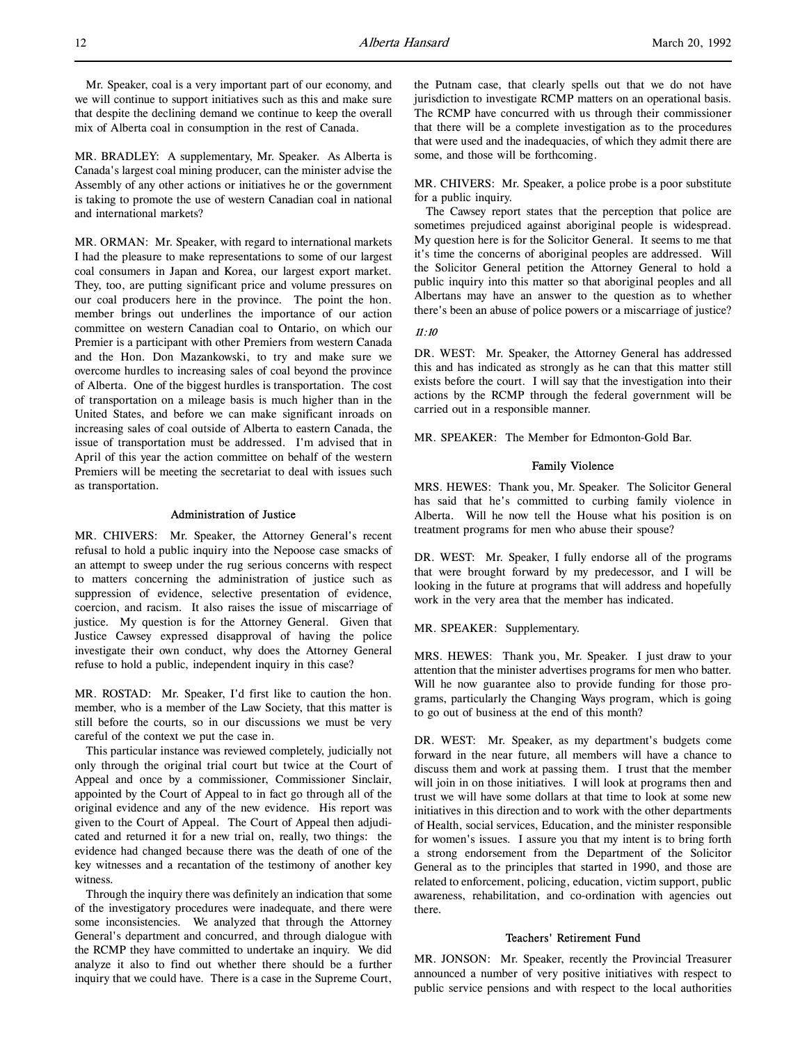Mr. Speaker, coal is a very important part of our economy, and we will continue to support initiatives such as this and make sure that despite the declining demand we continue to keep the overall mix of Alberta coal in consumption in the rest of Canada.

MR. BRADLEY: A supplementary, Mr. Speaker. As Alberta is Canada's largest coal mining producer, can the minister advise the Assembly of any other actions or initiatives he or the government is taking to promote the use of western Canadian coal in national and international markets?

MR. ORMAN: Mr. Speaker, with regard to international markets I had the pleasure to make representations to some of our largest coal consumers in Japan and Korea, our largest export market. They, too, are putting significant price and volume pressures on our coal producers here in the province. The point the hon. member brings out underlines the importance of our action committee on western Canadian coal to Ontario, on which our Premier is a participant with other Premiers from western Canada and the Hon. Don Mazankowski, to try and make sure we overcome hurdles to increasing sales of coal beyond the province of Alberta. One of the biggest hurdles is transportation. The cost of transportation on a mileage basis is much higher than in the United States, and before we can make significant inroads on increasing sales of coal outside of Alberta to eastern Canada, the issue of transportation must be addressed. I'm advised that in April of this year the action committee on behalf of the western Premiers will be meeting the secretariat to deal with issues such as transportation.

### Administration of Justice

MR. CHIVERS: Mr. Speaker, the Attorney General's recent refusal to hold a public inquiry into the Nepoose case smacks of an attempt to sweep under the rug serious concerns with respect to matters concerning the administration of justice such as suppression of evidence, selective presentation of evidence, coercion, and racism. It also raises the issue of miscarriage of justice. My question is for the Attorney General. Given that Justice Cawsey expressed disapproval of having the police investigate their own conduct, why does the Attorney General refuse to hold a public, independent inquiry in this case?

MR. ROSTAD: Mr. Speaker, I'd first like to caution the hon. member, who is a member of the Law Society, that this matter is still before the courts, so in our discussions we must be very careful of the context we put the case in.

This particular instance was reviewed completely, judicially not only through the original trial court but twice at the Court of Appeal and once by a commissioner, Commissioner Sinclair, appointed by the Court of Appeal to in fact go through all of the original evidence and any of the new evidence. His report was given to the Court of Appeal. The Court of Appeal then adjudicated and returned it for a new trial on, really, two things: the evidence had changed because there was the death of one of the key witnesses and a recantation of the testimony of another key witness.

Through the inquiry there was definitely an indication that some of the investigatory procedures were inadequate, and there were some inconsistencies. We analyzed that through the Attorney General's department and concurred, and through dialogue with the RCMP they have committed to undertake an inquiry. We did analyze it also to find out whether there should be a further inquiry that we could have. There is a case in the Supreme Court, the Putnam case, that clearly spells out that we do not have jurisdiction to investigate RCMP matters on an operational basis. The RCMP have concurred with us through their commissioner that there will be a complete investigation as to the procedures that were used and the inadequacies, of which they admit there are some, and those will be forthcoming.

MR. CHIVERS: Mr. Speaker, a police probe is a poor substitute for a public inquiry.

The Cawsey report states that the perception that police are sometimes prejudiced against aboriginal people is widespread. My question here is for the Solicitor General. It seems to me that it's time the concerns of aboriginal peoples are addressed. Will the Solicitor General petition the Attorney General to hold a public inquiry into this matter so that aboriginal peoples and all Albertans may have an answer to the question as to whether there's been an abuse of police powers or a miscarriage of justice?

*11:10*

DR. WEST: Mr. Speaker, the Attorney General has addressed this and has indicated as strongly as he can that this matter still exists before the court. I will say that the investigation into their actions by the RCMP through the federal government will be carried out in a responsible manner.

MR. SPEAKER: The Member for Edmonton-Gold Bar.

### Family Violence

MRS. HEWES: Thank you, Mr. Speaker. The Solicitor General has said that he's committed to curbing family violence in Alberta. Will he now tell the House what his position is on treatment programs for men who abuse their spouse?

DR. WEST: Mr. Speaker, I fully endorse all of the programs that were brought forward by my predecessor, and I will be looking in the future at programs that will address and hopefully work in the very area that the member has indicated.

MR. SPEAKER: Supplementary.

MRS. HEWES: Thank you, Mr. Speaker. I just draw to your attention that the minister advertises programs for men who batter. Will he now guarantee also to provide funding for those programs, particularly the Changing Ways program, which is going to go out of business at the end of this month?

DR. WEST: Mr. Speaker, as my department's budgets come forward in the near future, all members will have a chance to discuss them and work at passing them. I trust that the member will join in on those initiatives. I will look at programs then and trust we will have some dollars at that time to look at some new initiatives in this direction and to work with the other departments of Health, social services, Education, and the minister responsible for women's issues. I assure you that my intent is to bring forth a strong endorsement from the Department of the Solicitor General as to the principles that started in 1990, and those are related to enforcement, policing, education, victim support, public awareness, rehabilitation, and co-ordination with agencies out there.

### Teachers' Retirement Fund

MR. JONSON: Mr. Speaker, recently the Provincial Treasurer announced a number of very positive initiatives with respect to public service pensions and with respect to the local authorities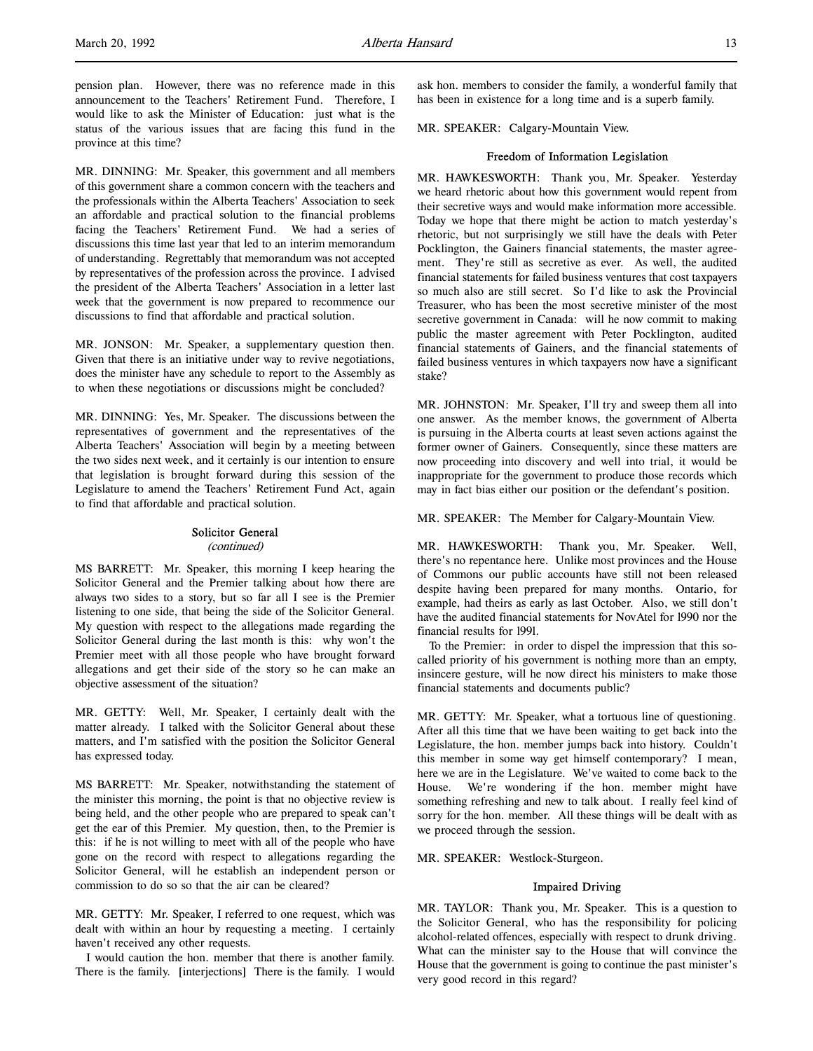pension plan. However, there was no reference made in this announcement to the Teachers' Retirement Fund. Therefore, I would like to ask the Minister of Education: just what is the status of the various issues that are facing this fund in the province at this time?

MR. DINNING: Mr. Speaker, this government and all members of this government share a common concern with the teachers and the professionals within the Alberta Teachers' Association to seek an affordable and practical solution to the financial problems facing the Teachers' Retirement Fund. We had a series of discussions this time last year that led to an interim memorandum of understanding. Regrettably that memorandum was not accepted by representatives of the profession across the province. I advised the president of the Alberta Teachers' Association in a letter last week that the government is now prepared to recommence our discussions to find that affordable and practical solution.

MR. JONSON: Mr. Speaker, a supplementary question then. Given that there is an initiative under way to revive negotiations, does the minister have any schedule to report to the Assembly as to when these negotiations or discussions might be concluded?

MR. DINNING: Yes, Mr. Speaker. The discussions between the representatives of government and the representatives of the Alberta Teachers' Association will begin by a meeting between the two sides next week, and it certainly is our intention to ensure that legislation is brought forward during this session of the Legislature to amend the Teachers' Retirement Fund Act, again to find that affordable and practical solution.

### Solicitor General
*(continued)*

MS BARRETT: Mr. Speaker, this morning I keep hearing the Solicitor General and the Premier talking about how there are always two sides to a story, but so far all I see is the Premier listening to one side, that being the side of the Solicitor General. My question with respect to the allegations made regarding the Solicitor General during the last month is this: why won't the Premier meet with all those people who have brought forward allegations and get their side of the story so he can make an objective assessment of the situation?

MR. GETTY: Well, Mr. Speaker, I certainly dealt with the matter already. I talked with the Solicitor General about these matters, and I'm satisfied with the position the Solicitor General has expressed today.

MS BARRETT: Mr. Speaker, notwithstanding the statement of the minister this morning, the point is that no objective review is being held, and the other people who are prepared to speak can't get the ear of this Premier. My question, then, to the Premier is this: if he is not willing to meet with all of the people who have gone on the record with respect to allegations regarding the Solicitor General, will he establish an independent person or commission to do so so that the air can be cleared?

MR. GETTY: Mr. Speaker, I referred to one request, which was dealt with within an hour by requesting a meeting. I certainly haven't received any other requests.

I would caution the hon. member that there is another family. There is the family. [interjections] There is the family. I would ask hon. members to consider the family, a wonderful family that has been in existence for a long time and is a superb family.

MR. SPEAKER: Calgary-Mountain View.

### Freedom of Information Legislation

MR. HAWKESWORTH: Thank you, Mr. Speaker. Yesterday we heard rhetoric about how this government would repent from their secretive ways and would make information more accessible. Today we hope that there might be action to match yesterday's rhetoric, but not surprisingly we still have the deals with Peter Pocklington, the Gainers financial statements, the master agreement. They're still as secretive as ever. As well, the audited financial statements for failed business ventures that cost taxpayers so much also are still secret. So I'd like to ask the Provincial Treasurer, who has been the most secretive minister of the most secretive government in Canada: will he now commit to making public the master agreement with Peter Pocklington, audited financial statements of Gainers, and the financial statements of failed business ventures in which taxpayers now have a significant stake?

MR. JOHNSTON: Mr. Speaker, I'll try and sweep them all into one answer. As the member knows, the government of Alberta is pursuing in the Alberta courts at least seven actions against the former owner of Gainers. Consequently, since these matters are now proceeding into discovery and well into trial, it would be inappropriate for the government to produce those records which may in fact bias either our position or the defendant's position.

MR. SPEAKER: The Member for Calgary-Mountain View.

MR. HAWKESWORTH: Thank you, Mr. Speaker. Well, there's no repentance here. Unlike most provinces and the House of Commons our public accounts have still not been released despite having been prepared for many months. Ontario, for example, had theirs as early as last October. Also, we still don't have the audited financial statements for NovAtel for 1990 nor the financial results for 1991.

To the Premier: in order to dispel the impression that this so-called priority of his government is nothing more than an empty, insincere gesture, will he now direct his ministers to make those financial statements and documents public?

MR. GETTY: Mr. Speaker, what a tortuous line of questioning. After all this time that we have been waiting to get back into the Legislature, the hon. member jumps back into history. Couldn't this member in some way get himself contemporary? I mean, here we are in the Legislature. We've waited to come back to the House. We're wondering if the hon. member might have something refreshing and new to talk about. I really feel kind of sorry for the hon. member. All these things will be dealt with as we proceed through the session.

MR. SPEAKER: Westlock-Sturgeon.

### Impaired Driving

MR. TAYLOR: Thank you, Mr. Speaker. This is a question to the Solicitor General, who has the responsibility for policing alcohol-related offences, especially with respect to drunk driving. What can the minister say to the House that will convince the House that the government is going to continue the past minister's very good record in this regard?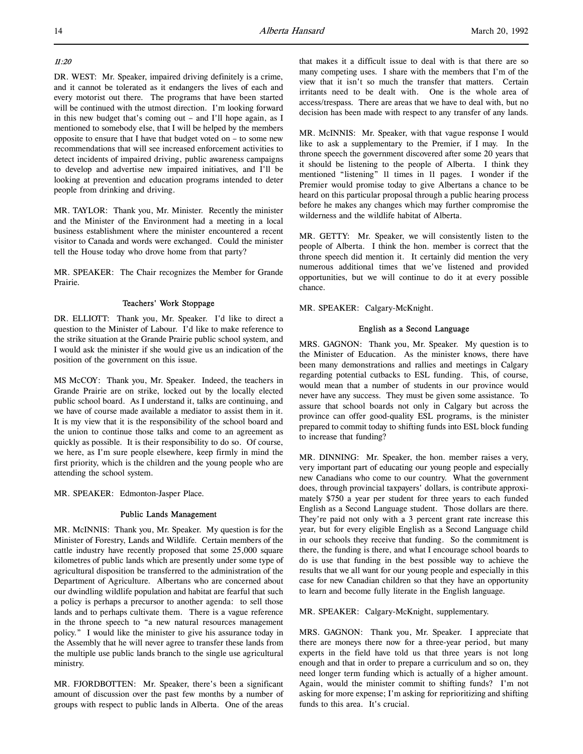*11:20*

DR. WEST: Mr. Speaker, impaired driving definitely is a crime, and it cannot be tolerated as it endangers the lives of each and every motorist out there. The programs that have been started will be continued with the utmost direction. I'm looking forward in this new budget that's coming out – and I'll hope again, as I mentioned to somebody else, that I will be helped by the members opposite to ensure that I have that budget voted on – to some new recommendations that will see increased enforcement activities to detect incidents of impaired driving, public awareness campaigns to develop and advertise new impaired initiatives, and I'll be looking at prevention and education programs intended to deter people from drinking and driving.

MR. TAYLOR: Thank you, Mr. Minister. Recently the minister and the Minister of the Environment had a meeting in a local business establishment where the minister encountered a recent visitor to Canada and words were exchanged. Could the minister tell the House today who drove home from that party?

MR. SPEAKER: The Chair recognizes the Member for Grande Prairie.

### Teachers' Work Stoppage

DR. ELLIOTT: Thank you, Mr. Speaker. I'd like to direct a question to the Minister of Labour. I'd like to make reference to the strike situation at the Grande Prairie public school system, and I would ask the minister if she would give us an indication of the position of the government on this issue.

MS McCOY: Thank you, Mr. Speaker. Indeed, the teachers in Grande Prairie are on strike, locked out by the locally elected public school board. As I understand it, talks are continuing, and we have of course made available a mediator to assist them in it. It is my view that it is the responsibility of the school board and the union to continue those talks and come to an agreement as quickly as possible. It is their responsibility to do so. Of course, we here, as I'm sure people elsewhere, keep firmly in mind the first priority, which is the children and the young people who are attending the school system.

MR. SPEAKER: Edmonton-Jasper Place.

### Public Lands Management

MR. McINNIS: Thank you, Mr. Speaker. My question is for the Minister of Forestry, Lands and Wildlife. Certain members of the cattle industry have recently proposed that some 25,000 square kilometres of public lands which are presently under some type of agricultural disposition be transferred to the administration of the Department of Agriculture. Albertans who are concerned about our dwindling wildlife population and habitat are fearful that such a policy is perhaps a precursor to another agenda: to sell those lands and to perhaps cultivate them. There is a vague reference in the throne speech to "a new natural resources management policy." I would like the minister to give his assurance today in the Assembly that he will never agree to transfer these lands from the multiple use public lands branch to the single use agricultural ministry.

MR. FJORDBOTTEN: Mr. Speaker, there's been a significant amount of discussion over the past few months by a number of groups with respect to public lands in Alberta. One of the areas that makes it a difficult issue to deal with is that there are so many competing uses. I share with the members that I'm of the view that it isn't so much the transfer that matters. Certain irritants need to be dealt with. One is the whole area of access/trespass. There are areas that we have to deal with, but no decision has been made with respect to any transfer of any lands.

MR. McINNIS: Mr. Speaker, with that vague response I would like to ask a supplementary to the Premier, if I may. In the throne speech the government discovered after some 20 years that it should be listening to the people of Alberta. I think they mentioned "listening" 11 times in 11 pages. I wonder if the Premier would promise today to give Albertans a chance to be heard on this particular proposal through a public hearing process before he makes any changes which may further compromise the wilderness and the wildlife habitat of Alberta.

MR. GETTY: Mr. Speaker, we will consistently listen to the people of Alberta. I think the hon. member is correct that the throne speech did mention it. It certainly did mention the very numerous additional times that we've listened and provided opportunities, but we will continue to do it at every possible chance.

MR. SPEAKER: Calgary-McKnight.

### English as a Second Language

MRS. GAGNON: Thank you, Mr. Speaker. My question is to the Minister of Education. As the minister knows, there have been many demonstrations and rallies and meetings in Calgary regarding potential cutbacks to ESL funding. This, of course, would mean that a number of students in our province would never have any success. They must be given some assistance. To assure that school boards not only in Calgary but across the province can offer good-quality ESL programs, is the minister prepared to commit today to shifting funds into ESL block funding to increase that funding?

MR. DINNING: Mr. Speaker, the hon. member raises a very, very important part of educating our young people and especially new Canadians who come to our country. What the government does, through provincial taxpayers' dollars, is contribute approximately $750 a year per student for three years to each funded English as a Second Language student. Those dollars are there. They're paid not only with a 3 percent grant rate increase this year, but for every eligible English as a Second Language child in our schools they receive that funding. So the commitment is there, the funding is there, and what I encourage school boards to do is use that funding in the best possible way to achieve the results that we all want for our young people and especially in this case for new Canadian children so that they have an opportunity to learn and become fully literate in the English language.

MR. SPEAKER: Calgary-McKnight, supplementary.

MRS. GAGNON: Thank you, Mr. Speaker. I appreciate that there are moneys there now for a three-year period, but many experts in the field have told us that three years is not long enough and that in order to prepare a curriculum and so on, they need longer term funding which is actually of a higher amount. Again, would the minister commit to shifting funds? I'm not asking for more expense; I'm asking for reprioritizing and shifting funds to this area. It's crucial.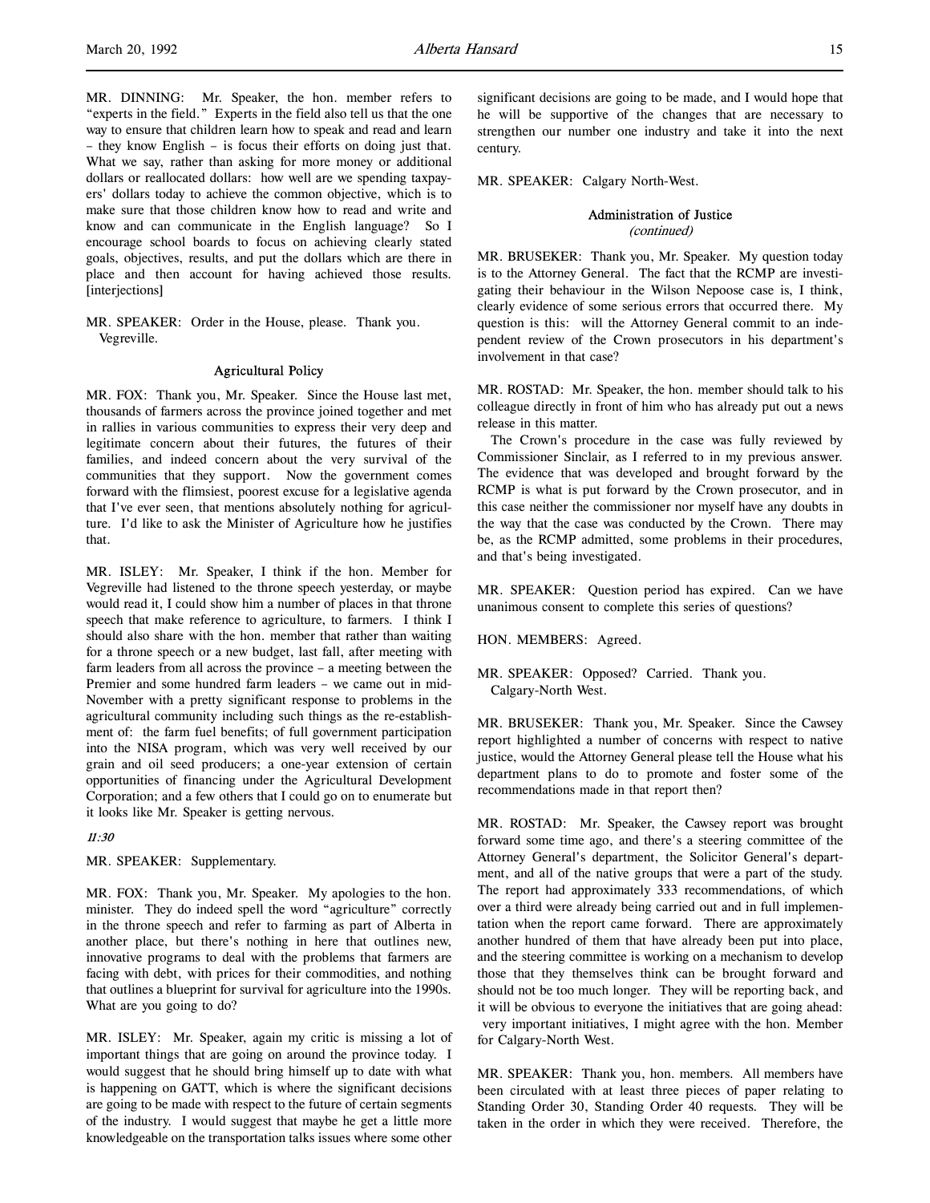MR. DINNING: Mr. Speaker, the hon. member refers to "experts in the field." Experts in the field also tell us that the one way to ensure that children learn how to speak and read and learn – they know English – is focus their efforts on doing just that. What we say, rather than asking for more money or additional dollars or reallocated dollars: how well are we spending taxpayers' dollars today to achieve the common objective, which is to make sure that those children know how to read and write and know and can communicate in the English language? So I encourage school boards to focus on achieving clearly stated goals, objectives, results, and put the dollars which are there in place and then account for having achieved those results. [interjections]

MR. SPEAKER: Order in the House, please. Thank you.
Vegreville.

### Agricultural Policy

MR. FOX: Thank you, Mr. Speaker. Since the House last met, thousands of farmers across the province joined together and met in rallies in various communities to express their very deep and legitimate concern about their futures, the futures of their families, and indeed concern about the very survival of the communities that they support. Now the government comes forward with the flimsiest, poorest excuse for a legislative agenda that I've ever seen, that mentions absolutely nothing for agriculture. I'd like to ask the Minister of Agriculture how he justifies that.

MR. ISLEY: Mr. Speaker, I think if the hon. Member for Vegreville had listened to the throne speech yesterday, or maybe would read it, I could show him a number of places in that throne speech that make reference to agriculture, to farmers. I think I should also share with the hon. member that rather than waiting for a throne speech or a new budget, last fall, after meeting with farm leaders from all across the province – a meeting between the Premier and some hundred farm leaders – we came out in mid-November with a pretty significant response to problems in the agricultural community including such things as the re-establishment of: the farm fuel benefits; of full government participation into the NISA program, which was very well received by our grain and oil seed producers; a one-year extension of certain opportunities of financing under the Agricultural Development Corporation; and a few others that I could go on to enumerate but it looks like Mr. Speaker is getting nervous.

*11:30*

MR. SPEAKER: Supplementary.

MR. FOX: Thank you, Mr. Speaker. My apologies to the hon. minister. They do indeed spell the word "agriculture" correctly in the throne speech and refer to farming as part of Alberta in another place, but there's nothing in here that outlines new, innovative programs to deal with the problems that farmers are facing with debt, with prices for their commodities, and nothing that outlines a blueprint for survival for agriculture into the 1990s. What are you going to do?

MR. ISLEY: Mr. Speaker, again my critic is missing a lot of important things that are going on around the province today. I would suggest that he should bring himself up to date with what is happening on GATT, which is where the significant decisions are going to be made with respect to the future of certain segments of the industry. I would suggest that maybe he get a little more knowledgeable on the transportation talks issues where some other significant decisions are going to be made, and I would hope that he will be supportive of the changes that are necessary to strengthen our number one industry and take it into the next century.

MR. SPEAKER: Calgary North-West.

### Administration of Justice
*(continued)*

MR. BRUSEKER: Thank you, Mr. Speaker. My question today is to the Attorney General. The fact that the RCMP are investigating their behaviour in the Wilson Nepoose case is, I think, clearly evidence of some serious errors that occurred there. My question is this: will the Attorney General commit to an independent review of the Crown prosecutors in his department's involvement in that case?

MR. ROSTAD: Mr. Speaker, the hon. member should talk to his colleague directly in front of him who has already put out a news release in this matter.

The Crown's procedure in the case was fully reviewed by Commissioner Sinclair, as I referred to in my previous answer. The evidence that was developed and brought forward by the RCMP is what is put forward by the Crown prosecutor, and in this case neither the commissioner nor myself have any doubts in the way that the case was conducted by the Crown. There may be, as the RCMP admitted, some problems in their procedures, and that's being investigated.

MR. SPEAKER: Question period has expired. Can we have unanimous consent to complete this series of questions?

HON. MEMBERS: Agreed.

MR. SPEAKER: Opposed? Carried. Thank you.
Calgary-North West.

MR. BRUSEKER: Thank you, Mr. Speaker. Since the Cawsey report highlighted a number of concerns with respect to native justice, would the Attorney General please tell the House what his department plans to do to promote and foster some of the recommendations made in that report then?

MR. ROSTAD: Mr. Speaker, the Cawsey report was brought forward some time ago, and there's a steering committee of the Attorney General's department, the Solicitor General's department, and all of the native groups that were a part of the study. The report had approximately 333 recommendations, of which over a third were already being carried out and in full implementation when the report came forward. There are approximately another hundred of them that have already been put into place, and the steering committee is working on a mechanism to develop those that they themselves think can be brought forward and should not be too much longer. They will be reporting back, and it will be obvious to everyone the initiatives that are going ahead: very important initiatives, I might agree with the hon. Member for Calgary-North West.

MR. SPEAKER: Thank you, hon. members. All members have been circulated with at least three pieces of paper relating to Standing Order 30, Standing Order 40 requests. They will be taken in the order in which they were received. Therefore, the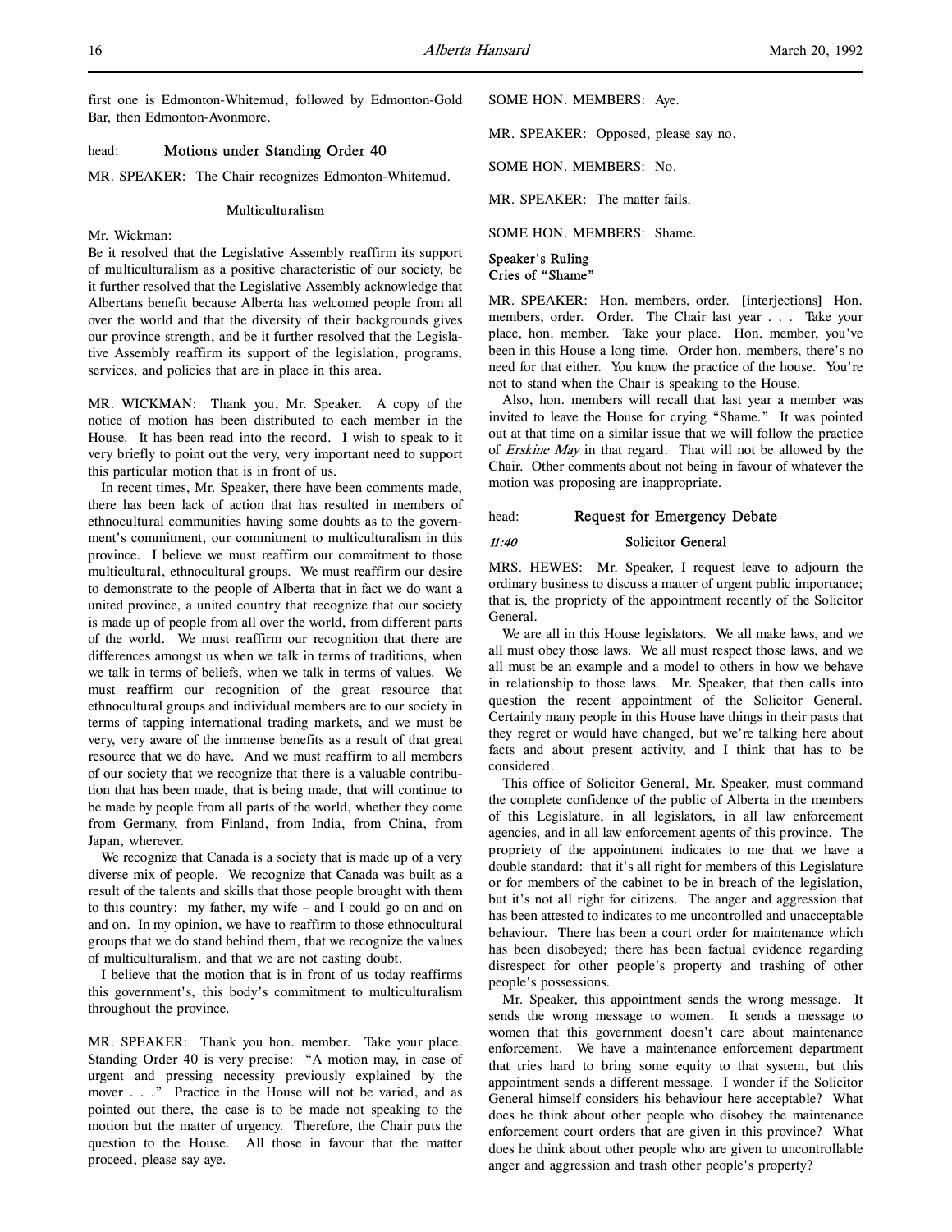first one is Edmonton-Whitemud, followed by Edmonton-Gold Bar, then Edmonton-Avonmore.

## head: Motions under Standing Order 40

MR. SPEAKER: The Chair recognizes Edmonton-Whitemud.

### Multiculturalism

Mr. Wickman:

Be it resolved that the Legislative Assembly reaffirm its support of multiculturalism as a positive characteristic of our society, be it further resolved that the Legislative Assembly acknowledge that Albertans benefit because Alberta has welcomed people from all over the world and that the diversity of their backgrounds gives our province strength, and be it further resolved that the Legislative Assembly reaffirm its support of the legislation, programs, services, and policies that are in place in this area.

MR. WICKMAN: Thank you, Mr. Speaker. A copy of the notice of motion has been distributed to each member in the House. It has been read into the record. I wish to speak to it very briefly to point out the very, very important need to support this particular motion that is in front of us.

In recent times, Mr. Speaker, there have been comments made, there has been lack of action that has resulted in members of ethnocultural communities having some doubts as to the government's commitment, our commitment to multiculturalism in this province. I believe we must reaffirm our commitment to those multicultural, ethnocultural groups. We must reaffirm our desire to demonstrate to the people of Alberta that in fact we do want a united province, a united country that recognize that our society is made up of people from all over the world, from different parts of the world. We must reaffirm our recognition that there are differences amongst us when we talk in terms of traditions, when we talk in terms of beliefs, when we talk in terms of values. We must reaffirm our recognition of the great resource that ethnocultural groups and individual members are to our society in terms of tapping international trading markets, and we must be very, very aware of the immense benefits as a result of that great resource that we do have. And we must reaffirm to all members of our society that we recognize that there is a valuable contribution that has been made, that is being made, that will continue to be made by people from all parts of the world, whether they come from Germany, from Finland, from India, from China, from Japan, wherever.

We recognize that Canada is a society that is made up of a very diverse mix of people. We recognize that Canada was built as a result of the talents and skills that those people brought with them to this country: my father, my wife – and I could go on and on and on. In my opinion, we have to reaffirm to those ethnocultural groups that we do stand behind them, that we recognize the values of multiculturalism, and that we are not casting doubt.

I believe that the motion that is in front of us today reaffirms this government's, this body's commitment to multiculturalism throughout the province.

MR. SPEAKER: Thank you hon. member. Take your place. Standing Order 40 is very precise: "A motion may, in case of urgent and pressing necessity previously explained by the mover . . ." Practice in the House will not be varied, and as pointed out there, the case is to be made not speaking to the motion but the matter of urgency. Therefore, the Chair puts the question to the House. All those in favour that the matter proceed, please say aye.

SOME HON. MEMBERS: Aye.

MR. SPEAKER: Opposed, please say no.

SOME HON. MEMBERS: No.

MR. SPEAKER: The matter fails.

SOME HON. MEMBERS: Shame.

### Speaker's Ruling
### Cries of "Shame"

MR. SPEAKER: Hon. members, order. [interjections] Hon. members, order. Order. The Chair last year . . . Take your place, hon. member. Take your place. Hon. member, you've been in this House a long time. Order hon. members, there's no need for that either. You know the practice of the house. You're not to stand when the Chair is speaking to the House.

Also, hon. members will recall that last year a member was invited to leave the House for crying "Shame." It was pointed out at that time on a similar issue that we will follow the practice of *Erskine May* in that regard. That will not be allowed by the Chair. Other comments about not being in favour of whatever the motion was proposing are inappropriate.

## head: Request for Emergency Debate

*11:40*

### Solicitor General

MRS. HEWES: Mr. Speaker, I request leave to adjourn the ordinary business to discuss a matter of urgent public importance; that is, the propriety of the appointment recently of the Solicitor General.

We are all in this House legislators. We all make laws, and we all must obey those laws. We all must respect those laws, and we all must be an example and a model to others in how we behave in relationship to those laws. Mr. Speaker, that then calls into question the recent appointment of the Solicitor General. Certainly many people in this House have things in their pasts that they regret or would have changed, but we're talking here about facts and about present activity, and I think that has to be considered.

This office of Solicitor General, Mr. Speaker, must command the complete confidence of the public of Alberta in the members of this Legislature, in all legislators, in all law enforcement agencies, and in all law enforcement agents of this province. The propriety of the appointment indicates to me that we have a double standard: that it's all right for members of this Legislature or for members of the cabinet to be in breach of the legislation, but it's not all right for citizens. The anger and aggression that has been attested to indicates to me uncontrolled and unacceptable behaviour. There has been a court order for maintenance which has been disobeyed; there has been factual evidence regarding disrespect for other people's property and trashing of other people's possessions.

Mr. Speaker, this appointment sends the wrong message. It sends the wrong message to women. It sends a message to women that this government doesn't care about maintenance enforcement. We have a maintenance enforcement department that tries hard to bring some equity to that system, but this appointment sends a different message. I wonder if the Solicitor General himself considers his behaviour here acceptable? What does he think about other people who disobey the maintenance enforcement court orders that are given in this province? What does he think about other people who are given to uncontrollable anger and aggression and trash other people's property?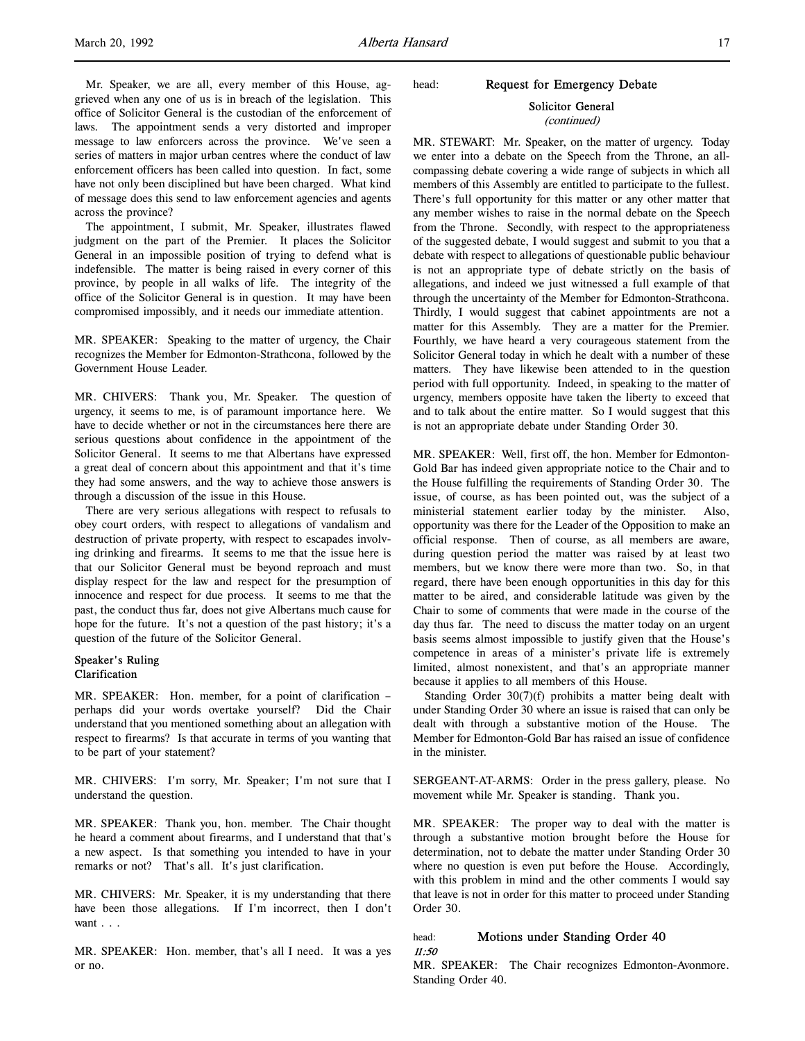Mr. Speaker, we are all, every member of this House, aggrieved when any one of us is in breach of the legislation. This office of Solicitor General is the custodian of the enforcement of laws. The appointment sends a very distorted and improper message to law enforcers across the province. We've seen a series of matters in major urban centres where the conduct of law enforcement officers has been called into question. In fact, some have not only been disciplined but have been charged. What kind of message does this send to law enforcement agencies and agents across the province?

The appointment, I submit, Mr. Speaker, illustrates flawed judgment on the part of the Premier. It places the Solicitor General in an impossible position of trying to defend what is indefensible. The matter is being raised in every corner of this province, by people in all walks of life. The integrity of the office of the Solicitor General is in question. It may have been compromised impossibly, and it needs our immediate attention.

MR. SPEAKER: Speaking to the matter of urgency, the Chair recognizes the Member for Edmonton-Strathcona, followed by the Government House Leader.

MR. CHIVERS: Thank you, Mr. Speaker. The question of urgency, it seems to me, is of paramount importance here. We have to decide whether or not in the circumstances here there are serious questions about confidence in the appointment of the Solicitor General. It seems to me that Albertans have expressed a great deal of concern about this appointment and that it's time they had some answers, and the way to achieve those answers is through a discussion of the issue in this House.

There are very serious allegations with respect to refusals to obey court orders, with respect to allegations of vandalism and destruction of private property, with respect to escapades involving drinking and firearms. It seems to me that the issue here is that our Solicitor General must be beyond reproach and must display respect for the law and respect for the presumption of innocence and respect for due process. It seems to me that the past, the conduct thus far, does not give Albertans much cause for hope for the future. It's not a question of the past history; it's a question of the future of the Solicitor General.

**Speaker's Ruling**
**Clarification**

MR. SPEAKER: Hon. member, for a point of clarification – perhaps did your words overtake yourself? Did the Chair understand that you mentioned something about an allegation with respect to firearms? Is that accurate in terms of you wanting that to be part of your statement?

MR. CHIVERS: I'm sorry, Mr. Speaker; I'm not sure that I understand the question.

MR. SPEAKER: Thank you, hon. member. The Chair thought he heard a comment about firearms, and I understand that that's a new aspect. Is that something you intended to have in your remarks or not? That's all. It's just clarification.

MR. CHIVERS: Mr. Speaker, it is my understanding that there have been those allegations. If I'm incorrect, then I don't want . . .

MR. SPEAKER: Hon. member, that's all I need. It was a yes or no.

head: **Request for Emergency Debate**

**Solicitor General**
*(continued)*

MR. STEWART: Mr. Speaker, on the matter of urgency. Today we enter into a debate on the Speech from the Throne, an all-compassing debate covering a wide range of subjects in which all members of this Assembly are entitled to participate to the fullest. There's full opportunity for this matter or any other matter that any member wishes to raise in the normal debate on the Speech from the Throne. Secondly, with respect to the appropriateness of the suggested debate, I would suggest and submit to you that a debate with respect to allegations of questionable public behaviour is not an appropriate type of debate strictly on the basis of allegations, and indeed we just witnessed a full example of that through the uncertainty of the Member for Edmonton-Strathcona. Thirdly, I would suggest that cabinet appointments are not a matter for this Assembly. They are a matter for the Premier. Fourthly, we have heard a very courageous statement from the Solicitor General today in which he dealt with a number of these matters. They have likewise been attended to in the question period with full opportunity. Indeed, in speaking to the matter of urgency, members opposite have taken the liberty to exceed that and to talk about the entire matter. So I would suggest that this is not an appropriate debate under Standing Order 30.

MR. SPEAKER: Well, first off, the hon. Member for Edmonton-Gold Bar has indeed given appropriate notice to the Chair and to the House fulfilling the requirements of Standing Order 30. The issue, of course, as has been pointed out, was the subject of a ministerial statement earlier today by the minister. Also, opportunity was there for the Leader of the Opposition to make an official response. Then of course, as all members are aware, during question period the matter was raised by at least two members, but we know there were more than two. So, in that regard, there have been enough opportunities in this day for this matter to be aired, and considerable latitude was given by the Chair to some of comments that were made in the course of the day thus far. The need to discuss the matter today on an urgent basis seems almost impossible to justify given that the House's competence in areas of a minister's private life is extremely limited, almost nonexistent, and that's an appropriate manner because it applies to all members of this House.

Standing Order 30(7)(f) prohibits a matter being dealt with under Standing Order 30 where an issue is raised that can only be dealt with through a substantive motion of the House. The Member for Edmonton-Gold Bar has raised an issue of confidence in the minister.

SERGEANT-AT-ARMS: Order in the press gallery, please. No movement while Mr. Speaker is standing. Thank you.

MR. SPEAKER: The proper way to deal with the matter is through a substantive motion brought before the House for determination, not to debate the matter under Standing Order 30 where no question is even put before the House. Accordingly, with this problem in mind and the other comments I would say that leave is not in order for this matter to proceed under Standing Order 30.

head: **Motions under Standing Order 40**

*11:50*

MR. SPEAKER: The Chair recognizes Edmonton-Avonmore. Standing Order 40.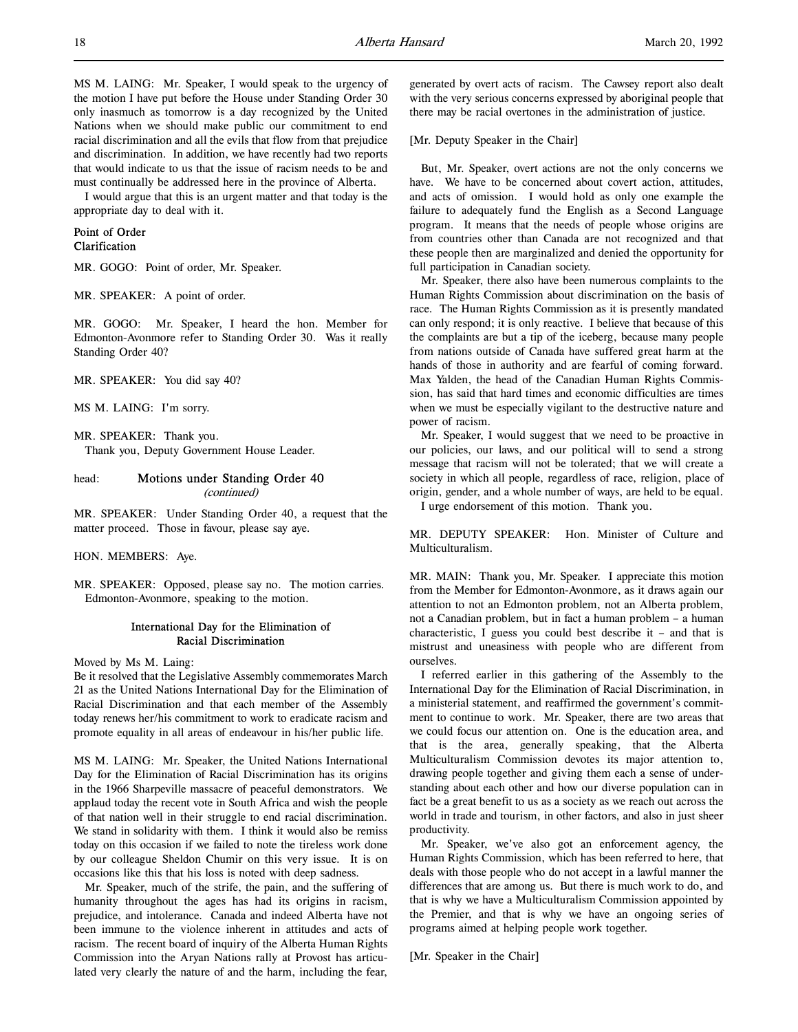MS M. LAING: Mr. Speaker, I would speak to the urgency of the motion I have put before the House under Standing Order 30 only inasmuch as tomorrow is a day recognized by the United Nations when we should make public our commitment to end racial discrimination and all the evils that flow from that prejudice and discrimination. In addition, we have recently had two reports that would indicate to us that the issue of racism needs to be and must continually be addressed here in the province of Alberta.

I would argue that this is an urgent matter and that today is the appropriate day to deal with it.

**Point of Order**
**Clarification**

MR. GOGO: Point of order, Mr. Speaker.

MR. SPEAKER: A point of order.

MR. GOGO: Mr. Speaker, I heard the hon. Member for Edmonton-Avonmore refer to Standing Order 30. Was it really Standing Order 40?

MR. SPEAKER: You did say 40?

MS M. LAING: I'm sorry.

MR. SPEAKER: Thank you.
Thank you, Deputy Government House Leader.

head: **Motions under Standing Order 40**
*(continued)*

MR. SPEAKER: Under Standing Order 40, a request that the matter proceed. Those in favour, please say aye.

HON. MEMBERS: Aye.

MR. SPEAKER: Opposed, please say no. The motion carries. Edmonton-Avonmore, speaking to the motion.

## International Day for the Elimination of Racial Discrimination

Moved by Ms M. Laing:
Be it resolved that the Legislative Assembly commemorates March 21 as the United Nations International Day for the Elimination of Racial Discrimination and that each member of the Assembly today renews her/his commitment to work to eradicate racism and promote equality in all areas of endeavour in his/her public life.

MS M. LAING: Mr. Speaker, the United Nations International Day for the Elimination of Racial Discrimination has its origins in the 1966 Sharpeville massacre of peaceful demonstrators. We applaud today the recent vote in South Africa and wish the people of that nation well in their struggle to end racial discrimination. We stand in solidarity with them. I think it would also be remiss today on this occasion if we failed to note the tireless work done by our colleague Sheldon Chumir on this very issue. It is on occasions like this that his loss is noted with deep sadness.

Mr. Speaker, much of the strife, the pain, and the suffering of humanity throughout the ages has had its origins in racism, prejudice, and intolerance. Canada and indeed Alberta have not been immune to the violence inherent in attitudes and acts of racism. The recent board of inquiry of the Alberta Human Rights Commission into the Aryan Nations rally at Provost has articulated very clearly the nature of and the harm, including the fear, generated by overt acts of racism. The Cawsey report also dealt with the very serious concerns expressed by aboriginal people that there may be racial overtones in the administration of justice.

[Mr. Deputy Speaker in the Chair]

But, Mr. Speaker, overt actions are not the only concerns we have. We have to be concerned about covert action, attitudes, and acts of omission. I would hold as only one example the failure to adequately fund the English as a Second Language program. It means that the needs of people whose origins are from countries other than Canada are not recognized and that these people then are marginalized and denied the opportunity for full participation in Canadian society.

Mr. Speaker, there also have been numerous complaints to the Human Rights Commission about discrimination on the basis of race. The Human Rights Commission as it is presently mandated can only respond; it is only reactive. I believe that because of this the complaints are but a tip of the iceberg, because many people from nations outside of Canada have suffered great harm at the hands of those in authority and are fearful of coming forward. Max Yalden, the head of the Canadian Human Rights Commission, has said that hard times and economic difficulties are times when we must be especially vigilant to the destructive nature and power of racism.

Mr. Speaker, I would suggest that we need to be proactive in our policies, our laws, and our political will to send a strong message that racism will not be tolerated; that we will create a society in which all people, regardless of race, religion, place of origin, gender, and a whole number of ways, are held to be equal.

I urge endorsement of this motion. Thank you.

MR. DEPUTY SPEAKER: Hon. Minister of Culture and Multiculturalism.

MR. MAIN: Thank you, Mr. Speaker. I appreciate this motion from the Member for Edmonton-Avonmore, as it draws again our attention to not an Edmonton problem, not an Alberta problem, not a Canadian problem, but in fact a human problem – a human characteristic, I guess you could best describe it – and that is mistrust and uneasiness with people who are different from ourselves.

I referred earlier in this gathering of the Assembly to the International Day for the Elimination of Racial Discrimination, in a ministerial statement, and reaffirmed the government's commitment to continue to work. Mr. Speaker, there are two areas that we could focus our attention on. One is the education area, and that is the area, generally speaking, that the Alberta Multiculturalism Commission devotes its major attention to, drawing people together and giving them each a sense of understanding about each other and how our diverse population can in fact be a great benefit to us as a society as we reach out across the world in trade and tourism, in other factors, and also in just sheer productivity.

Mr. Speaker, we've also got an enforcement agency, the Human Rights Commission, which has been referred to here, that deals with those people who do not accept in a lawful manner the differences that are among us. But there is much work to do, and that is why we have a Multiculturalism Commission appointed by the Premier, and that is why we have an ongoing series of programs aimed at helping people work together.

[Mr. Speaker in the Chair]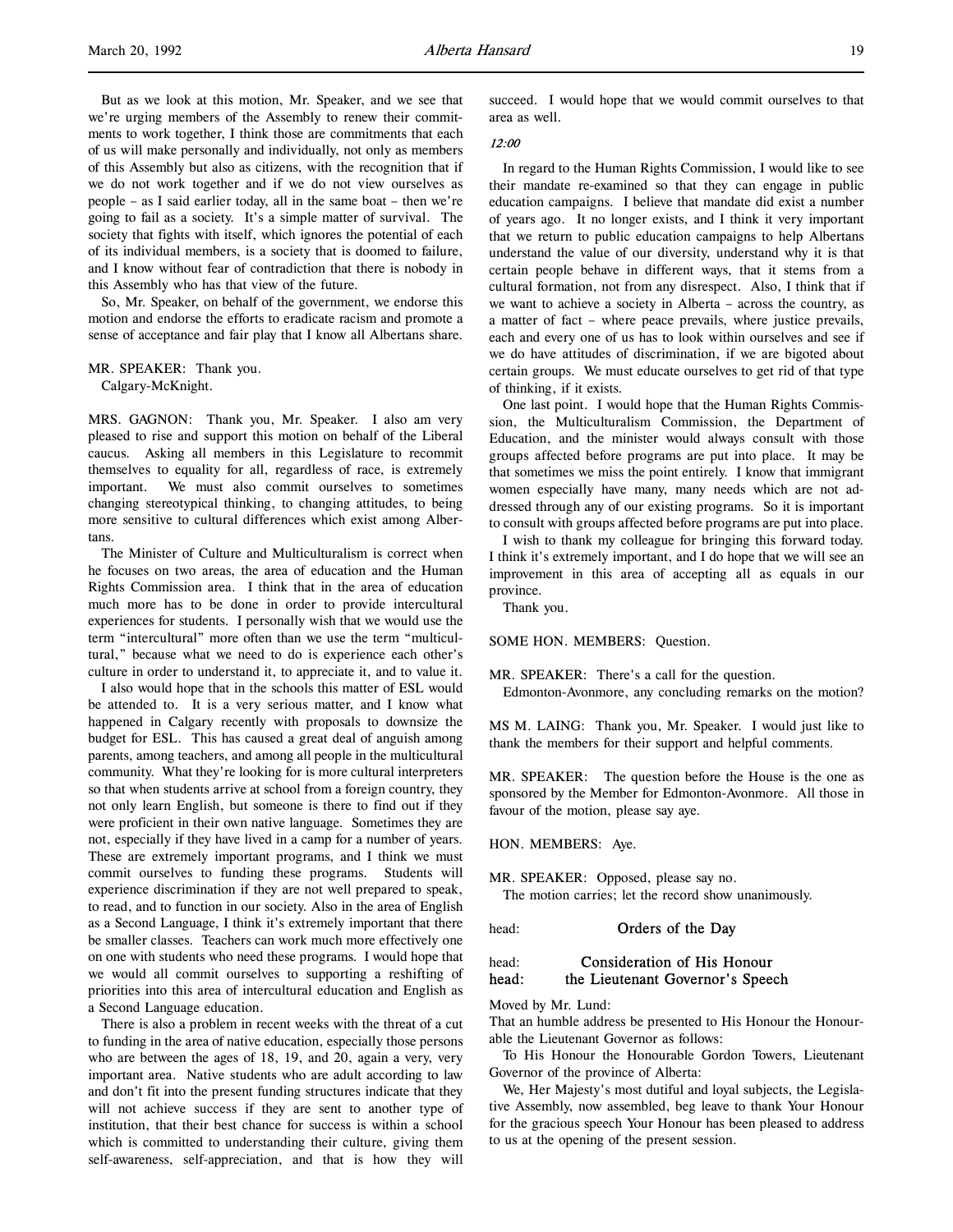But as we look at this motion, Mr. Speaker, and we see that we're urging members of the Assembly to renew their commitments to work together, I think those are commitments that each of us will make personally and individually, not only as members of this Assembly but also as citizens, with the recognition that if we do not work together and if we do not view ourselves as people – as I said earlier today, all in the same boat – then we're going to fail as a society. It's a simple matter of survival. The society that fights with itself, which ignores the potential of each of its individual members, is a society that is doomed to failure, and I know without fear of contradiction that there is nobody in this Assembly who has that view of the future.

So, Mr. Speaker, on behalf of the government, we endorse this motion and endorse the efforts to eradicate racism and promote a sense of acceptance and fair play that I know all Albertans share.

MR. SPEAKER: Thank you.
Calgary-McKnight.

MRS. GAGNON: Thank you, Mr. Speaker. I also am very pleased to rise and support this motion on behalf of the Liberal caucus. Asking all members in this Legislature to recommit themselves to equality for all, regardless of race, is extremely important. We must also commit ourselves to sometimes changing stereotypical thinking, to changing attitudes, to being more sensitive to cultural differences which exist among Albertans.

The Minister of Culture and Multiculturalism is correct when he focuses on two areas, the area of education and the Human Rights Commission area. I think that in the area of education much more has to be done in order to provide intercultural experiences for students. I personally wish that we would use the term "intercultural" more often than we use the term "multicultural," because what we need to do is experience each other's culture in order to understand it, to appreciate it, and to value it.

I also would hope that in the schools this matter of ESL would be attended to. It is a very serious matter, and I know what happened in Calgary recently with proposals to downsize the budget for ESL. This has caused a great deal of anguish among parents, among teachers, and among all people in the multicultural community. What they're looking for is more cultural interpreters so that when students arrive at school from a foreign country, they not only learn English, but someone is there to find out if they were proficient in their own native language. Sometimes they are not, especially if they have lived in a camp for a number of years. These are extremely important programs, and I think we must commit ourselves to funding these programs. Students will experience discrimination if they are not well prepared to speak, to read, and to function in our society. Also in the area of English as a Second Language, I think it's extremely important that there be smaller classes. Teachers can work much more effectively one on one with students who need these programs. I would hope that we would all commit ourselves to supporting a reshifting of priorities into this area of intercultural education and English as a Second Language education.

There is also a problem in recent weeks with the threat of a cut to funding in the area of native education, especially those persons who are between the ages of 18, 19, and 20, again a very, very important area. Native students who are adult according to law and don't fit into the present funding structures indicate that they will not achieve success if they are sent to another type of institution, that their best chance for success is within a school which is committed to understanding their culture, giving them self-awareness, self-appreciation, and that is how they will succeed. I would hope that we would commit ourselves to that area as well.

*12:00*

In regard to the Human Rights Commission, I would like to see their mandate re-examined so that they can engage in public education campaigns. I believe that mandate did exist a number of years ago. It no longer exists, and I think it very important that we return to public education campaigns to help Albertans understand the value of our diversity, understand why it is that certain people behave in different ways, that it stems from a cultural formation, not from any disrespect. Also, I think that if we want to achieve a society in Alberta – across the country, as a matter of fact – where peace prevails, where justice prevails, each and every one of us has to look within ourselves and see if we do have attitudes of discrimination, if we are bigoted about certain groups. We must educate ourselves to get rid of that type of thinking, if it exists.

One last point. I would hope that the Human Rights Commission, the Multiculturalism Commission, the Department of Education, and the minister would always consult with those groups affected before programs are put into place. It may be that sometimes we miss the point entirely. I know that immigrant women especially have many, many needs which are not addressed through any of our existing programs. So it is important to consult with groups affected before programs are put into place.

I wish to thank my colleague for bringing this forward today. I think it's extremely important, and I do hope that we will see an improvement in this area of accepting all as equals in our province.

Thank you.

SOME HON. MEMBERS: Question.

MR. SPEAKER: There's a call for the question.
Edmonton-Avonmore, any concluding remarks on the motion?

MS M. LAING: Thank you, Mr. Speaker. I would just like to thank the members for their support and helpful comments.

MR. SPEAKER: The question before the House is the one as sponsored by the Member for Edmonton-Avonmore. All those in favour of the motion, please say aye.

HON. MEMBERS: Aye.

MR. SPEAKER: Opposed, please say no.
The motion carries; let the record show unanimously.

head: **Orders of the Day**

head: **Consideration of His Honour**
head: **the Lieutenant Governor's Speech**

Moved by Mr. Lund:
That an humble address be presented to His Honour the Honourable the Lieutenant Governor as follows:

To His Honour the Honourable Gordon Towers, Lieutenant Governor of the province of Alberta:

We, Her Majesty's most dutiful and loyal subjects, the Legislative Assembly, now assembled, beg leave to thank Your Honour for the gracious speech Your Honour has been pleased to address to us at the opening of the present session.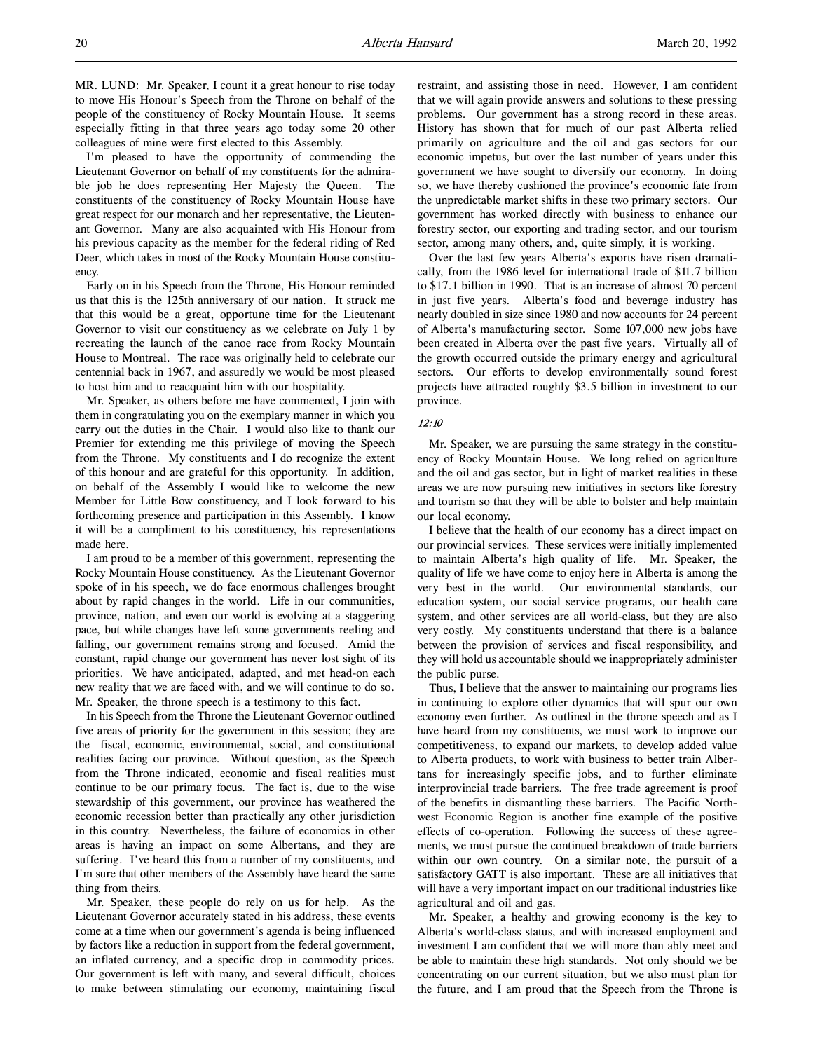MR. LUND: Mr. Speaker, I count it a great honour to rise today to move His Honour's Speech from the Throne on behalf of the people of the constituency of Rocky Mountain House. It seems especially fitting in that three years ago today some 20 other colleagues of mine were first elected to this Assembly.

I'm pleased to have the opportunity of commending the Lieutenant Governor on behalf of my constituents for the admirable job he does representing Her Majesty the Queen. The constituents of the constituency of Rocky Mountain House have great respect for our monarch and her representative, the Lieutenant Governor. Many are also acquainted with His Honour from his previous capacity as the member for the federal riding of Red Deer, which takes in most of the Rocky Mountain House constituency.

Early on in his Speech from the Throne, His Honour reminded us that this is the 125th anniversary of our nation. It struck me that this would be a great, opportune time for the Lieutenant Governor to visit our constituency as we celebrate on July 1 by recreating the launch of the canoe race from Rocky Mountain House to Montreal. The race was originally held to celebrate our centennial back in 1967, and assuredly we would be most pleased to host him and to reacquaint him with our hospitality.

Mr. Speaker, as others before me have commented, I join with them in congratulating you on the exemplary manner in which you carry out the duties in the Chair. I would also like to thank our Premier for extending me this privilege of moving the Speech from the Throne. My constituents and I do recognize the extent of this honour and are grateful for this opportunity. In addition, on behalf of the Assembly I would like to welcome the new Member for Little Bow constituency, and I look forward to his forthcoming presence and participation in this Assembly. I know it will be a compliment to his constituency, his representations made here.

I am proud to be a member of this government, representing the Rocky Mountain House constituency. As the Lieutenant Governor spoke of in his speech, we do face enormous challenges brought about by rapid changes in the world. Life in our communities, province, nation, and even our world is evolving at a staggering pace, but while changes have left some governments reeling and falling, our government remains strong and focused. Amid the constant, rapid change our government has never lost sight of its priorities. We have anticipated, adapted, and met head-on each new reality that we are faced with, and we will continue to do so. Mr. Speaker, the throne speech is a testimony to this fact.

In his Speech from the Throne the Lieutenant Governor outlined five areas of priority for the government in this session; they are the fiscal, economic, environmental, social, and constitutional realities facing our province. Without question, as the Speech from the Throne indicated, economic and fiscal realities must continue to be our primary focus. The fact is, due to the wise stewardship of this government, our province has weathered the economic recession better than practically any other jurisdiction in this country. Nevertheless, the failure of economics in other areas is having an impact on some Albertans, and they are suffering. I've heard this from a number of my constituents, and I'm sure that other members of the Assembly have heard the same thing from theirs.

Mr. Speaker, these people do rely on us for help. As the Lieutenant Governor accurately stated in his address, these events come at a time when our government's agenda is being influenced by factors like a reduction in support from the federal government, an inflated currency, and a specific drop in commodity prices. Our government is left with many, and several difficult, choices to make between stimulating our economy, maintaining fiscal restraint, and assisting those in need. However, I am confident that we will again provide answers and solutions to these pressing problems. Our government has a strong record in these areas. History has shown that for much of our past Alberta relied primarily on agriculture and the oil and gas sectors for our economic impetus, but over the last number of years under this government we have sought to diversify our economy. In doing so, we have thereby cushioned the province's economic fate from the unpredictable market shifts in these two primary sectors. Our government has worked directly with business to enhance our forestry sector, our exporting and trading sector, and our tourism sector, among many others, and, quite simply, it is working.

Over the last few years Alberta's exports have risen dramatically, from the 1986 level for international trade of $11.7 billion to $17.1 billion in 1990. That is an increase of almost 70 percent in just five years. Alberta's food and beverage industry has nearly doubled in size since 1980 and now accounts for 24 percent of Alberta's manufacturing sector. Some 107,000 new jobs have been created in Alberta over the past five years. Virtually all of the growth occurred outside the primary energy and agricultural sectors. Our efforts to develop environmentally sound forest projects have attracted roughly $3.5 billion in investment to our province.

*12:10*

Mr. Speaker, we are pursuing the same strategy in the constituency of Rocky Mountain House. We long relied on agriculture and the oil and gas sector, but in light of market realities in these areas we are now pursuing new initiatives in sectors like forestry and tourism so that they will be able to bolster and help maintain our local economy.

I believe that the health of our economy has a direct impact on our provincial services. These services were initially implemented to maintain Alberta's high quality of life. Mr. Speaker, the quality of life we have come to enjoy here in Alberta is among the very best in the world. Our environmental standards, our education system, our social service programs, our health care system, and other services are all world-class, but they are also very costly. My constituents understand that there is a balance between the provision of services and fiscal responsibility, and they will hold us accountable should we inappropriately administer the public purse.

Thus, I believe that the answer to maintaining our programs lies in continuing to explore other dynamics that will spur our own economy even further. As outlined in the throne speech and as I have heard from my constituents, we must work to improve our competitiveness, to expand our markets, to develop added value to Alberta products, to work with business to better train Albertans for increasingly specific jobs, and to further eliminate interprovincial trade barriers. The free trade agreement is proof of the benefits in dismantling these barriers. The Pacific Northwest Economic Region is another fine example of the positive effects of co-operation. Following the success of these agreements, we must pursue the continued breakdown of trade barriers within our own country. On a similar note, the pursuit of a satisfactory GATT is also important. These are all initiatives that will have a very important impact on our traditional industries like agricultural and oil and gas.

Mr. Speaker, a healthy and growing economy is the key to Alberta's world-class status, and with increased employment and investment I am confident that we will more than ably meet and be able to maintain these high standards. Not only should we be concentrating on our current situation, but we also must plan for the future, and I am proud that the Speech from the Throne is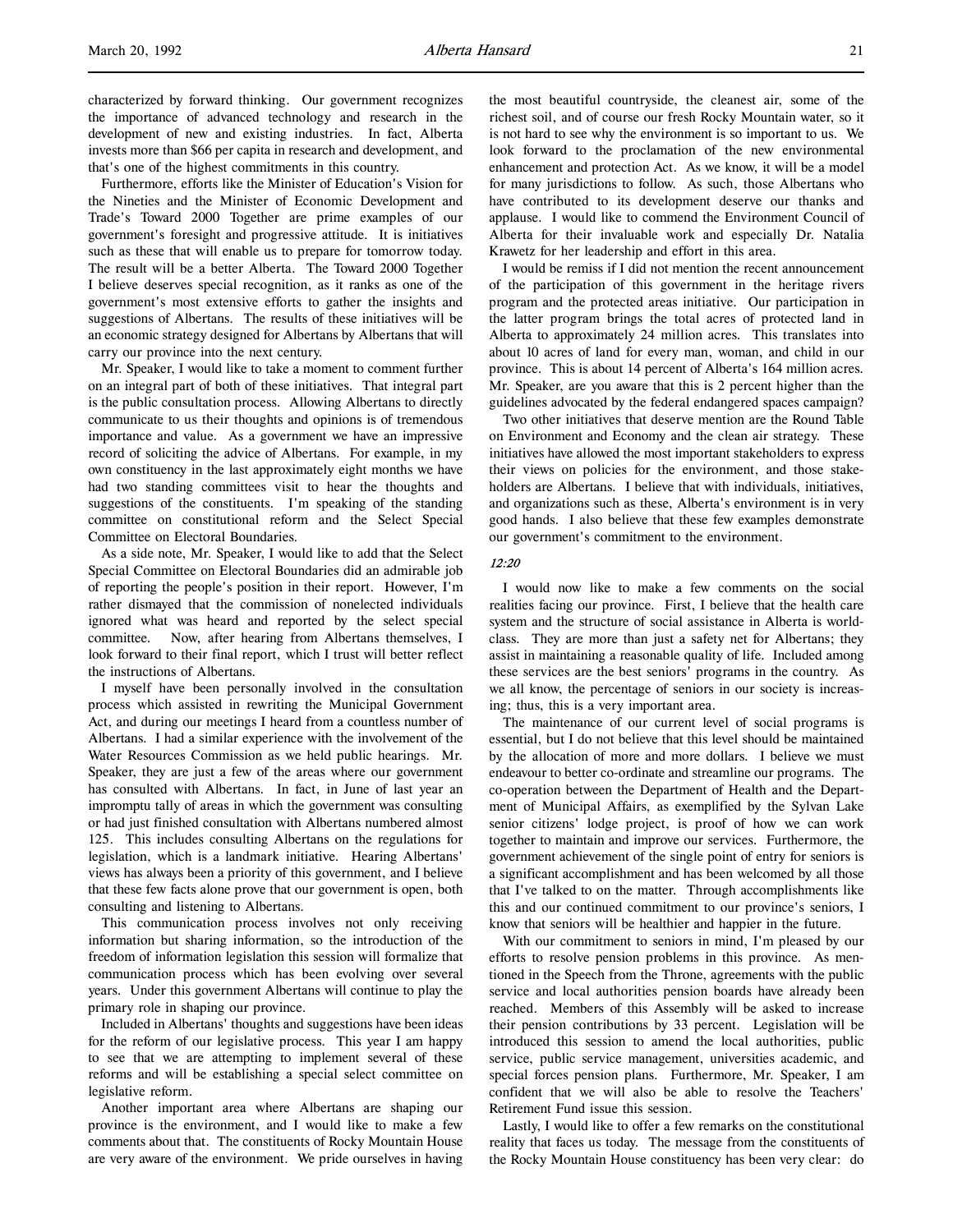characterized by forward thinking. Our government recognizes the importance of advanced technology and research in the development of new and existing industries. In fact, Alberta invests more than $66 per capita in research and development, and that's one of the highest commitments in this country.

Furthermore, efforts like the Minister of Education's Vision for the Nineties and the Minister of Economic Development and Trade's Toward 2000 Together are prime examples of our government's foresight and progressive attitude. It is initiatives such as these that will enable us to prepare for tomorrow today. The result will be a better Alberta. The Toward 2000 Together I believe deserves special recognition, as it ranks as one of the government's most extensive efforts to gather the insights and suggestions of Albertans. The results of these initiatives will be an economic strategy designed for Albertans by Albertans that will carry our province into the next century.

Mr. Speaker, I would like to take a moment to comment further on an integral part of both of these initiatives. That integral part is the public consultation process. Allowing Albertans to directly communicate to us their thoughts and opinions is of tremendous importance and value. As a government we have an impressive record of soliciting the advice of Albertans. For example, in my own constituency in the last approximately eight months we have had two standing committees visit to hear the thoughts and suggestions of the constituents. I'm speaking of the standing committee on constitutional reform and the Select Special Committee on Electoral Boundaries.

As a side note, Mr. Speaker, I would like to add that the Select Special Committee on Electoral Boundaries did an admirable job of reporting the people's position in their report. However, I'm rather dismayed that the commission of nonelected individuals ignored what was heard and reported by the select special committee. Now, after hearing from Albertans themselves, I look forward to their final report, which I trust will better reflect the instructions of Albertans.

I myself have been personally involved in the consultation process which assisted in rewriting the Municipal Government Act, and during our meetings I heard from a countless number of Albertans. I had a similar experience with the involvement of the Water Resources Commission as we held public hearings. Mr. Speaker, they are just a few of the areas where our government has consulted with Albertans. In fact, in June of last year an impromptu tally of areas in which the government was consulting or had just finished consultation with Albertans numbered almost 125. This includes consulting Albertans on the regulations for legislation, which is a landmark initiative. Hearing Albertans' views has always been a priority of this government, and I believe that these few facts alone prove that our government is open, both consulting and listening to Albertans.

This communication process involves not only receiving information but sharing information, so the introduction of the freedom of information legislation this session will formalize that communication process which has been evolving over several years. Under this government Albertans will continue to play the primary role in shaping our province.

Included in Albertans' thoughts and suggestions have been ideas for the reform of our legislative process. This year I am happy to see that we are attempting to implement several of these reforms and will be establishing a special select committee on legislative reform.

Another important area where Albertans are shaping our province is the environment, and I would like to make a few comments about that. The constituents of Rocky Mountain House are very aware of the environment. We pride ourselves in having the most beautiful countryside, the cleanest air, some of the richest soil, and of course our fresh Rocky Mountain water, so it is not hard to see why the environment is so important to us. We look forward to the proclamation of the new environmental enhancement and protection Act. As we know, it will be a model for many jurisdictions to follow. As such, those Albertans who have contributed to its development deserve our thanks and applause. I would like to commend the Environment Council of Alberta for their invaluable work and especially Dr. Natalia Krawetz for her leadership and effort in this area.

I would be remiss if I did not mention the recent announcement of the participation of this government in the heritage rivers program and the protected areas initiative. Our participation in the latter program brings the total acres of protected land in Alberta to approximately 24 million acres. This translates into about 10 acres of land for every man, woman, and child in our province. This is about 14 percent of Alberta's 164 million acres. Mr. Speaker, are you aware that this is 2 percent higher than the guidelines advocated by the federal endangered spaces campaign?

Two other initiatives that deserve mention are the Round Table on Environment and Economy and the clean air strategy. These initiatives have allowed the most important stakeholders to express their views on policies for the environment, and those stakeholders are Albertans. I believe that with individuals, initiatives, and organizations such as these, Alberta's environment is in very good hands. I also believe that these few examples demonstrate our government's commitment to the environment.

*12:20*

I would now like to make a few comments on the social realities facing our province. First, I believe that the health care system and the structure of social assistance in Alberta is world-class. They are more than just a safety net for Albertans; they assist in maintaining a reasonable quality of life. Included among these services are the best seniors' programs in the country. As we all know, the percentage of seniors in our society is increasing; thus, this is a very important area.

The maintenance of our current level of social programs is essential, but I do not believe that this level should be maintained by the allocation of more and more dollars. I believe we must endeavour to better co-ordinate and streamline our programs. The co-operation between the Department of Health and the Department of Municipal Affairs, as exemplified by the Sylvan Lake senior citizens' lodge project, is proof of how we can work together to maintain and improve our services. Furthermore, the government achievement of the single point of entry for seniors is a significant accomplishment and has been welcomed by all those that I've talked to on the matter. Through accomplishments like this and our continued commitment to our province's seniors, I know that seniors will be healthier and happier in the future.

With our commitment to seniors in mind, I'm pleased by our efforts to resolve pension problems in this province. As mentioned in the Speech from the Throne, agreements with the public service and local authorities pension boards have already been reached. Members of this Assembly will be asked to increase their pension contributions by 33 percent. Legislation will be introduced this session to amend the local authorities, public service, public service management, universities academic, and special forces pension plans. Furthermore, Mr. Speaker, I am confident that we will also be able to resolve the Teachers' Retirement Fund issue this session.

Lastly, I would like to offer a few remarks on the constitutional reality that faces us today. The message from the constituents of the Rocky Mountain House constituency has been very clear: do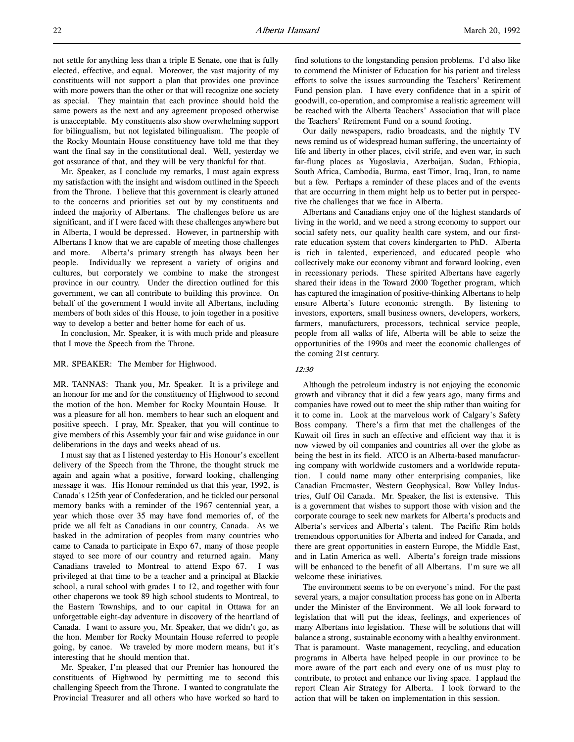not settle for anything less than a triple E Senate, one that is fully elected, effective, and equal. Moreover, the vast majority of my constituents will not support a plan that provides one province with more powers than the other or that will recognize one society as special. They maintain that each province should hold the same powers as the next and any agreement proposed otherwise is unacceptable. My constituents also show overwhelming support for bilingualism, but not legislated bilingualism. The people of the Rocky Mountain House constituency have told me that they want the final say in the constitutional deal. Well, yesterday we got assurance of that, and they will be very thankful for that.

Mr. Speaker, as I conclude my remarks, I must again express my satisfaction with the insight and wisdom outlined in the Speech from the Throne. I believe that this government is clearly attuned to the concerns and priorities set out by my constituents and indeed the majority of Albertans. The challenges before us are significant, and if I were faced with these challenges anywhere but in Alberta, I would be depressed. However, in partnership with Albertans I know that we are capable of meeting those challenges and more. Alberta's primary strength has always been her people. Individually we represent a variety of origins and cultures, but corporately we combine to make the strongest province in our country. Under the direction outlined for this government, we can all contribute to building this province. On behalf of the government I would invite all Albertans, including members of both sides of this House, to join together in a positive way to develop a better and better home for each of us.

In conclusion, Mr. Speaker, it is with much pride and pleasure that I move the Speech from the Throne.

MR. SPEAKER: The Member for Highwood.

MR. TANNAS: Thank you, Mr. Speaker. It is a privilege and an honour for me and for the constituency of Highwood to second the motion of the hon. Member for Rocky Mountain House. It was a pleasure for all hon. members to hear such an eloquent and positive speech. I pray, Mr. Speaker, that you will continue to give members of this Assembly your fair and wise guidance in our deliberations in the days and weeks ahead of us.

I must say that as I listened yesterday to His Honour's excellent delivery of the Speech from the Throne, the thought struck me again and again what a positive, forward looking, challenging message it was. His Honour reminded us that this year, 1992, is Canada's 125th year of Confederation, and he tickled our personal memory banks with a reminder of the 1967 centennial year, a year which those over 35 may have fond memories of, of the pride we all felt as Canadians in our country, Canada. As we basked in the admiration of peoples from many countries who came to Canada to participate in Expo 67, many of those people stayed to see more of our country and returned again. Many Canadians traveled to Montreal to attend Expo 67. I was privileged at that time to be a teacher and a principal at Blackie school, a rural school with grades 1 to 12, and together with four other chaperons we took 89 high school students to Montreal, to the Eastern Townships, and to our capital in Ottawa for an unforgettable eight-day adventure in discovery of the heartland of Canada. I want to assure you, Mr. Speaker, that we didn't go, as the hon. Member for Rocky Mountain House referred to people going, by canoe. We traveled by more modern means, but it's interesting that he should mention that.

Mr. Speaker, I'm pleased that our Premier has honoured the constituents of Highwood by permitting me to second this challenging Speech from the Throne. I wanted to congratulate the Provincial Treasurer and all others who have worked so hard to find solutions to the longstanding pension problems. I'd also like to commend the Minister of Education for his patient and tireless efforts to solve the issues surrounding the Teachers' Retirement Fund pension plan. I have every confidence that in a spirit of goodwill, co-operation, and compromise a realistic agreement will be reached with the Alberta Teachers' Association that will place the Teachers' Retirement Fund on a sound footing.

Our daily newspapers, radio broadcasts, and the nightly TV news remind us of widespread human suffering, the uncertainty of life and liberty in other places, civil strife, and even war, in such far-flung places as Yugoslavia, Azerbaijan, Sudan, Ethiopia, South Africa, Cambodia, Burma, east Timor, Iraq, Iran, to name but a few. Perhaps a reminder of these places and of the events that are occurring in them might help us to better put in perspective the challenges that we face in Alberta.

Albertans and Canadians enjoy one of the highest standards of living in the world, and we need a strong economy to support our social safety nets, our quality health care system, and our first-rate education system that covers kindergarten to PhD. Alberta is rich in talented, experienced, and educated people who collectively make our economy vibrant and forward looking, even in recessionary periods. These spirited Albertans have eagerly shared their ideas in the Toward 2000 Together program, which has captured the imagination of positive-thinking Albertans to help ensure Alberta's future economic strength. By listening to investors, exporters, small business owners, developers, workers, farmers, manufacturers, processors, technical service people, people from all walks of life, Alberta will be able to seize the opportunities of the 1990s and meet the economic challenges of the coming 21st century.

*12:30*

Although the petroleum industry is not enjoying the economic growth and vibrancy that it did a few years ago, many firms and companies have rowed out to meet the ship rather than waiting for it to come in. Look at the marvelous work of Calgary's Safety Boss company. There's a firm that met the challenges of the Kuwait oil fires in such an effective and efficient way that it is now viewed by oil companies and countries all over the globe as being the best in its field. ATCO is an Alberta-based manufacturing company with worldwide customers and a worldwide reputation. I could name many other enterprising companies, like Canadian Fracmaster, Western Geophysical, Bow Valley Industries, Gulf Oil Canada. Mr. Speaker, the list is extensive. This is a government that wishes to support those with vision and the corporate courage to seek new markets for Alberta's products and Alberta's services and Alberta's talent. The Pacific Rim holds tremendous opportunities for Alberta and indeed for Canada, and there are great opportunities in eastern Europe, the Middle East, and in Latin America as well. Alberta's foreign trade missions will be enhanced to the benefit of all Albertans. I'm sure we all welcome these initiatives.

The environment seems to be on everyone's mind. For the past several years, a major consultation process has gone on in Alberta under the Minister of the Environment. We all look forward to legislation that will put the ideas, feelings, and experiences of many Albertans into legislation. These will be solutions that will balance a strong, sustainable economy with a healthy environment. That is paramount. Waste management, recycling, and education programs in Alberta have helped people in our province to be more aware of the part each and every one of us must play to contribute, to protect and enhance our living space. I applaud the report Clean Air Strategy for Alberta. I look forward to the action that will be taken on implementation in this session.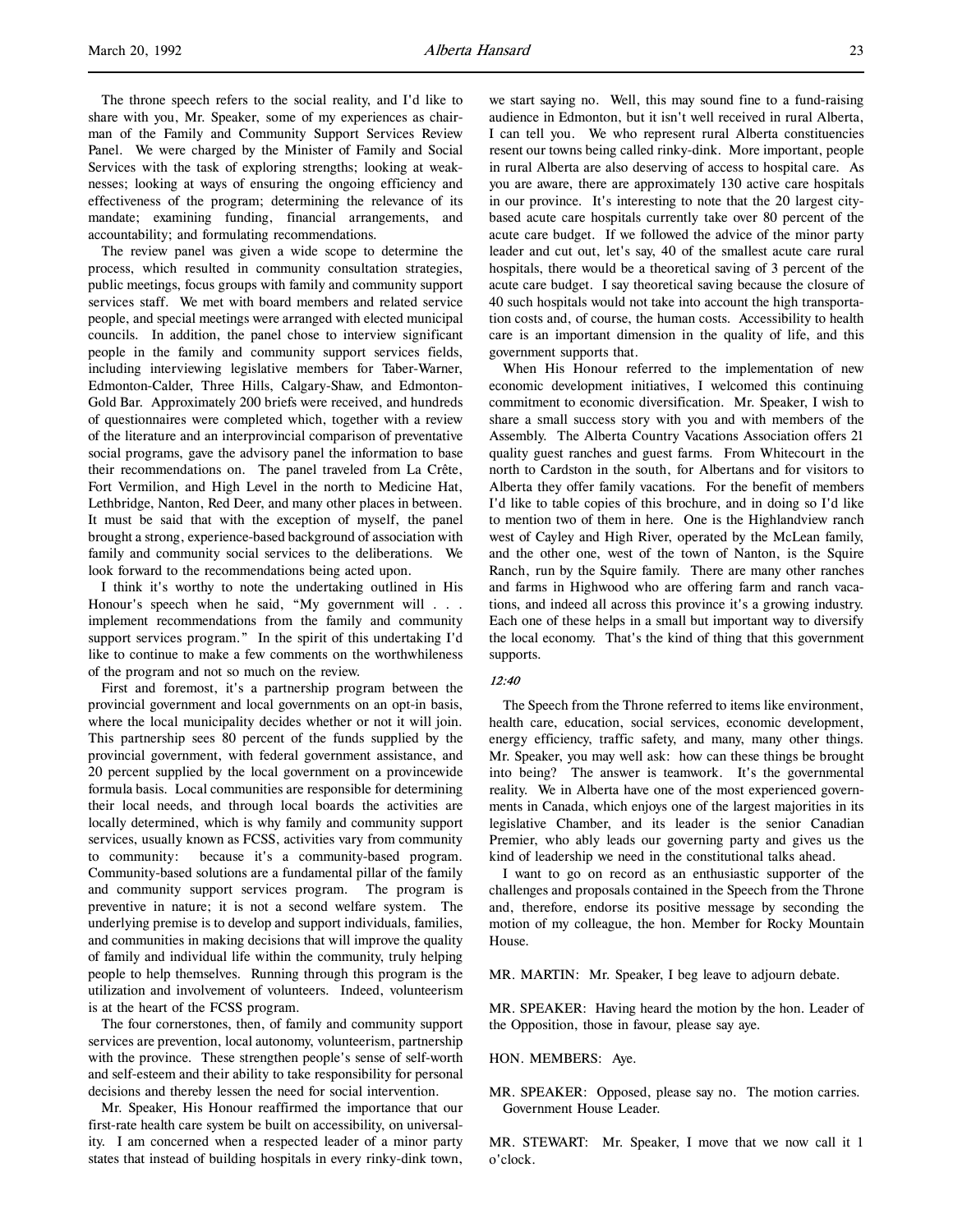The throne speech refers to the social reality, and I'd like to share with you, Mr. Speaker, some of my experiences as chairman of the Family and Community Support Services Review Panel. We were charged by the Minister of Family and Social Services with the task of exploring strengths; looking at weaknesses; looking at ways of ensuring the ongoing efficiency and effectiveness of the program; determining the relevance of its mandate; examining funding, financial arrangements, and accountability; and formulating recommendations.

The review panel was given a wide scope to determine the process, which resulted in community consultation strategies, public meetings, focus groups with family and community support services staff. We met with board members and related service people, and special meetings were arranged with elected municipal councils. In addition, the panel chose to interview significant people in the family and community support services fields, including interviewing legislative members for Taber-Warner, Edmonton-Calder, Three Hills, Calgary-Shaw, and Edmonton-Gold Bar. Approximately 200 briefs were received, and hundreds of questionnaires were completed which, together with a review of the literature and an interprovincial comparison of preventative social programs, gave the advisory panel the information to base their recommendations on. The panel traveled from La Crête, Fort Vermilion, and High Level in the north to Medicine Hat, Lethbridge, Nanton, Red Deer, and many other places in between. It must be said that with the exception of myself, the panel brought a strong, experience-based background of association with family and community social services to the deliberations. We look forward to the recommendations being acted upon.

I think it's worthy to note the undertaking outlined in His Honour's speech when he said, "My government will . . . implement recommendations from the family and community support services program." In the spirit of this undertaking I'd like to continue to make a few comments on the worthwhileness of the program and not so much on the review.

First and foremost, it's a partnership program between the provincial government and local governments on an opt-in basis, where the local municipality decides whether or not it will join. This partnership sees 80 percent of the funds supplied by the provincial government, with federal government assistance, and 20 percent supplied by the local government on a provincewide formula basis. Local communities are responsible for determining their local needs, and through local boards the activities are locally determined, which is why family and community support services, usually known as FCSS, activities vary from community to community: because it's a community-based program. Community-based solutions are a fundamental pillar of the family and community support services program. The program is preventive in nature; it is not a second welfare system. The underlying premise is to develop and support individuals, families, and communities in making decisions that will improve the quality of family and individual life within the community, truly helping people to help themselves. Running through this program is the utilization and involvement of volunteers. Indeed, volunteerism is at the heart of the FCSS program.

The four cornerstones, then, of family and community support services are prevention, local autonomy, volunteerism, partnership with the province. These strengthen people's sense of self-worth and self-esteem and their ability to take responsibility for personal decisions and thereby lessen the need for social intervention.

Mr. Speaker, His Honour reaffirmed the importance that our first-rate health care system be built on accessibility, on universality. I am concerned when a respected leader of a minor party states that instead of building hospitals in every rinky-dink town, we start saying no. Well, this may sound fine to a fund-raising audience in Edmonton, but it isn't well received in rural Alberta, I can tell you. We who represent rural Alberta constituencies resent our towns being called rinky-dink. More important, people in rural Alberta are also deserving of access to hospital care. As you are aware, there are approximately 130 active care hospitals in our province. It's interesting to note that the 20 largest city-based acute care hospitals currently take over 80 percent of the acute care budget. If we followed the advice of the minor party leader and cut out, let's say, 40 of the smallest acute care rural hospitals, there would be a theoretical saving of 3 percent of the acute care budget. I say theoretical saving because the closure of 40 such hospitals would not take into account the high transportation costs and, of course, the human costs. Accessibility to health care is an important dimension in the quality of life, and this government supports that.

When His Honour referred to the implementation of new economic development initiatives, I welcomed this continuing commitment to economic diversification. Mr. Speaker, I wish to share a small success story with you and with members of the Assembly. The Alberta Country Vacations Association offers 21 quality guest ranches and guest farms. From Whitecourt in the north to Cardston in the south, for Albertans and for visitors to Alberta they offer family vacations. For the benefit of members I'd like to table copies of this brochure, and in doing so I'd like to mention two of them in here. One is the Highlandview ranch west of Cayley and High River, operated by the McLean family, and the other one, west of the town of Nanton, is the Squire Ranch, run by the Squire family. There are many other ranches and farms in Highwood who are offering farm and ranch vacations, and indeed all across this province it's a growing industry. Each one of these helps in a small but important way to diversify the local economy. That's the kind of thing that this government supports.

*12:40*

The Speech from the Throne referred to items like environment, health care, education, social services, economic development, energy efficiency, traffic safety, and many, many other things. Mr. Speaker, you may well ask: how can these things be brought into being? The answer is teamwork. It's the governmental reality. We in Alberta have one of the most experienced governments in Canada, which enjoys one of the largest majorities in its legislative Chamber, and its leader is the senior Canadian Premier, who ably leads our governing party and gives us the kind of leadership we need in the constitutional talks ahead.

I want to go on record as an enthusiastic supporter of the challenges and proposals contained in the Speech from the Throne and, therefore, endorse its positive message by seconding the motion of my colleague, the hon. Member for Rocky Mountain House.

MR. MARTIN: Mr. Speaker, I beg leave to adjourn debate.

MR. SPEAKER: Having heard the motion by the hon. Leader of the Opposition, those in favour, please say aye.

HON. MEMBERS: Aye.

MR. SPEAKER: Opposed, please say no. The motion carries. Government House Leader.

MR. STEWART: Mr. Speaker, I move that we now call it 1 o'clock.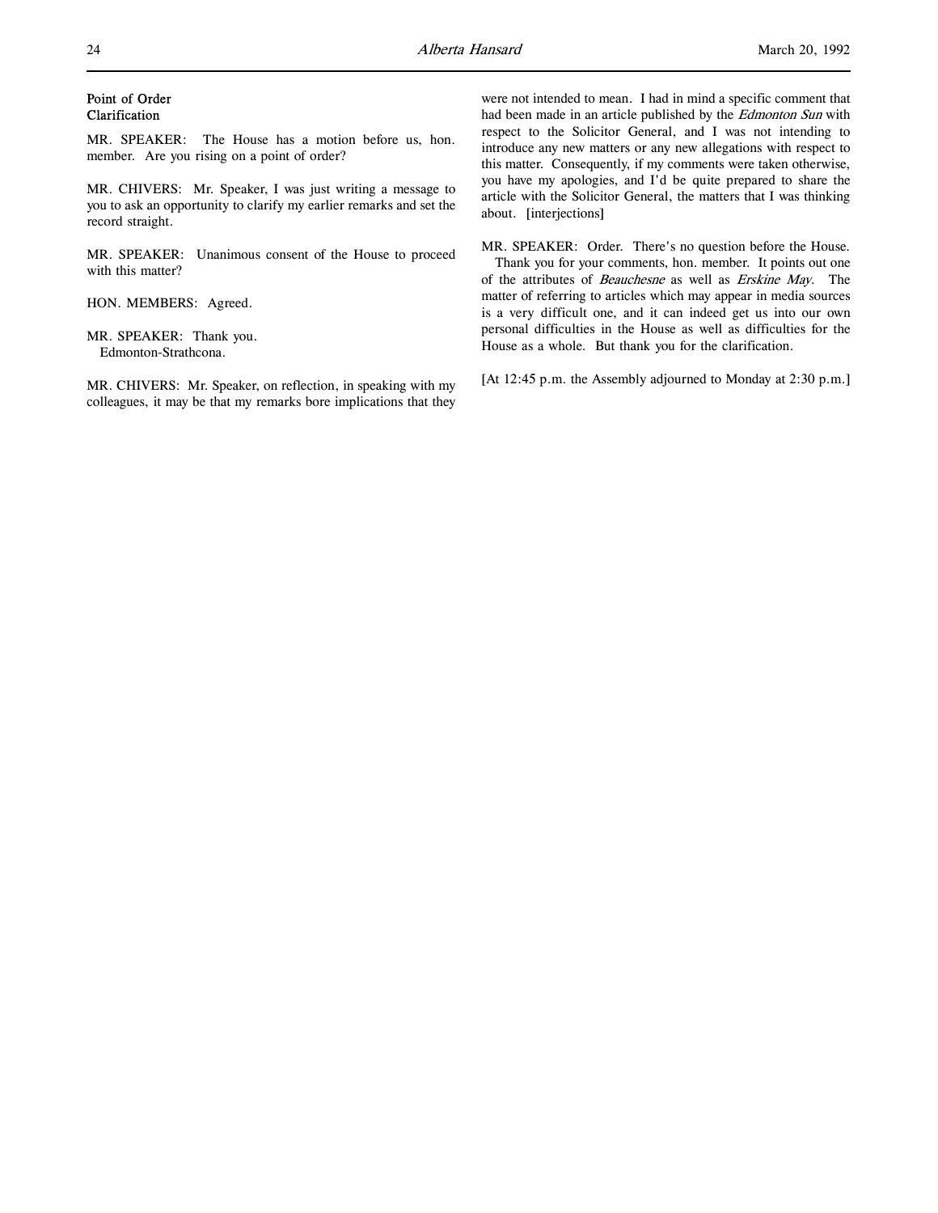### Point of Order
### Clarification

MR. SPEAKER: The House has a motion before us, hon. member. Are you rising on a point of order?

MR. CHIVERS: Mr. Speaker, I was just writing a message to you to ask an opportunity to clarify my earlier remarks and set the record straight.

MR. SPEAKER: Unanimous consent of the House to proceed with this matter?

HON. MEMBERS: Agreed.

MR. SPEAKER: Thank you.
Edmonton-Strathcona.

MR. CHIVERS: Mr. Speaker, on reflection, in speaking with my colleagues, it may be that my remarks bore implications that they were not intended to mean. I had in mind a specific comment that had been made in an article published by the *Edmonton Sun* with respect to the Solicitor General, and I was not intending to introduce any new matters or any new allegations with respect to this matter. Consequently, if my comments were taken otherwise, you have my apologies, and I'd be quite prepared to share the article with the Solicitor General, the matters that I was thinking about. [interjections]

MR. SPEAKER: Order. There's no question before the House.
Thank you for your comments, hon. member. It points out one of the attributes of *Beauchesne* as well as *Erskine May*. The matter of referring to articles which may appear in media sources is a very difficult one, and it can indeed get us into our own personal difficulties in the House as well as difficulties for the House as a whole. But thank you for the clarification.

[At 12:45 p.m. the Assembly adjourned to Monday at 2:30 p.m.]